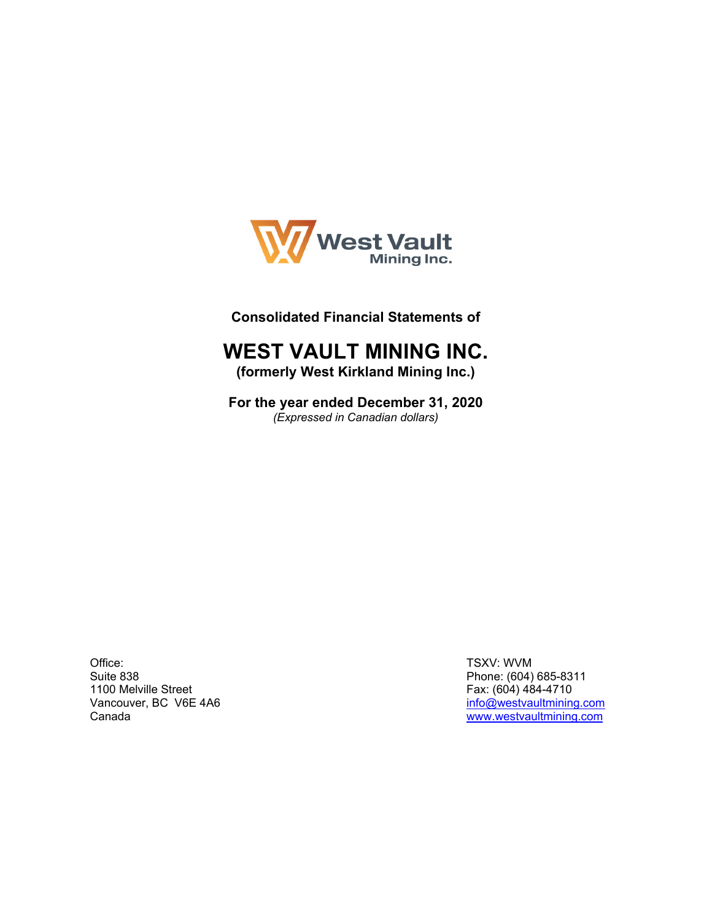West Vault Mining Inc.

**Consolidated Financial Statements of**

# WEST VAULT MINING INC.

**(formerly West Kirkland Mining Inc.)**

**For the year ended December 31, 2020**

*(Expressed in Canadian dollars)*

Office:
Suite 838
1100 Melville Street
Vancouver, BC V6E 4A6
Canada

TSXV: WVM
Phone: (604) 685-8311
Fax: (604) 484-4710
info@westvaultmining.com
www.westvaultmining.com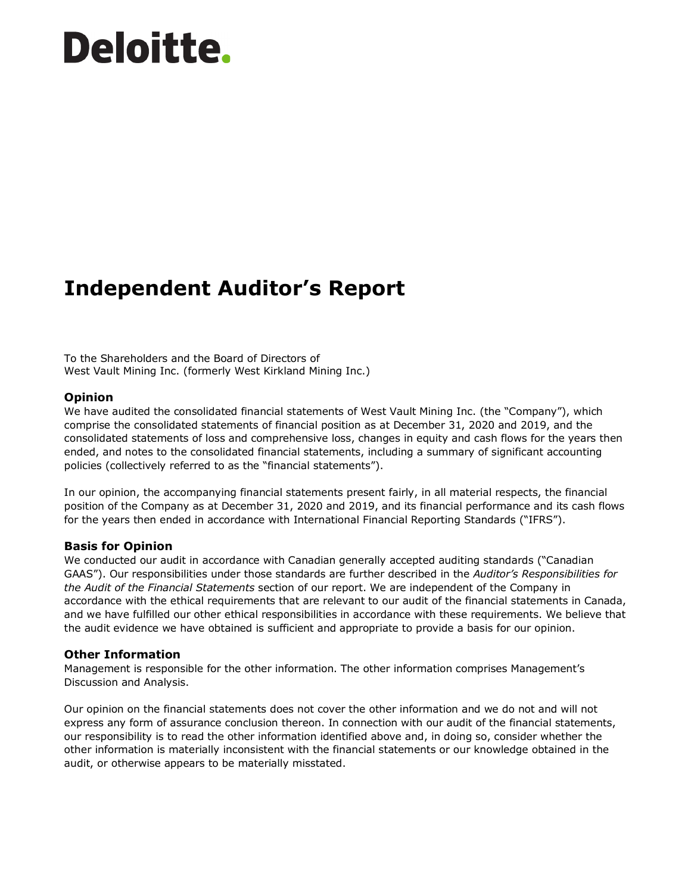Deloitte.

# Independent Auditor's Report

To the Shareholders and the Board of Directors of
West Vault Mining Inc. (formerly West Kirkland Mining Inc.)

### Opinion

We have audited the consolidated financial statements of West Vault Mining Inc. (the "Company"), which comprise the consolidated statements of financial position as at December 31, 2020 and 2019, and the consolidated statements of loss and comprehensive loss, changes in equity and cash flows for the years then ended, and notes to the consolidated financial statements, including a summary of significant accounting policies (collectively referred to as the "financial statements").

In our opinion, the accompanying financial statements present fairly, in all material respects, the financial position of the Company as at December 31, 2020 and 2019, and its financial performance and its cash flows for the years then ended in accordance with International Financial Reporting Standards ("IFRS").

### Basis for Opinion

We conducted our audit in accordance with Canadian generally accepted auditing standards ("Canadian GAAS"). Our responsibilities under those standards are further described in the *Auditor's Responsibilities for the Audit of the Financial Statements* section of our report. We are independent of the Company in accordance with the ethical requirements that are relevant to our audit of the financial statements in Canada, and we have fulfilled our other ethical responsibilities in accordance with these requirements. We believe that the audit evidence we have obtained is sufficient and appropriate to provide a basis for our opinion.

### Other Information

Management is responsible for the other information. The other information comprises Management's Discussion and Analysis.

Our opinion on the financial statements does not cover the other information and we do not and will not express any form of assurance conclusion thereon. In connection with our audit of the financial statements, our responsibility is to read the other information identified above and, in doing so, consider whether the other information is materially inconsistent with the financial statements or our knowledge obtained in the audit, or otherwise appears to be materially misstated.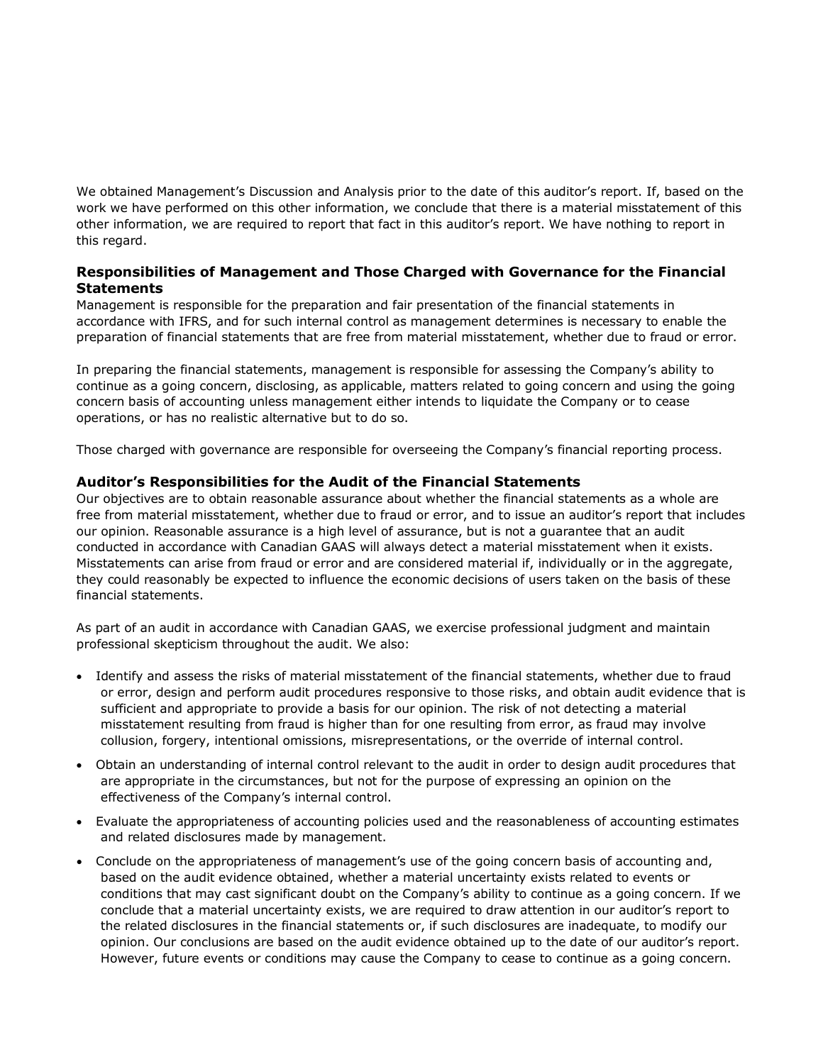We obtained Management's Discussion and Analysis prior to the date of this auditor's report. If, based on the work we have performed on this other information, we conclude that there is a material misstatement of this other information, we are required to report that fact in this auditor's report. We have nothing to report in this regard.

### Responsibilities of Management and Those Charged with Governance for the Financial Statements

Management is responsible for the preparation and fair presentation of the financial statements in accordance with IFRS, and for such internal control as management determines is necessary to enable the preparation of financial statements that are free from material misstatement, whether due to fraud or error.

In preparing the financial statements, management is responsible for assessing the Company's ability to continue as a going concern, disclosing, as applicable, matters related to going concern and using the going concern basis of accounting unless management either intends to liquidate the Company or to cease operations, or has no realistic alternative but to do so.

Those charged with governance are responsible for overseeing the Company's financial reporting process.

### Auditor's Responsibilities for the Audit of the Financial Statements

Our objectives are to obtain reasonable assurance about whether the financial statements as a whole are free from material misstatement, whether due to fraud or error, and to issue an auditor's report that includes our opinion. Reasonable assurance is a high level of assurance, but is not a guarantee that an audit conducted in accordance with Canadian GAAS will always detect a material misstatement when it exists. Misstatements can arise from fraud or error and are considered material if, individually or in the aggregate, they could reasonably be expected to influence the economic decisions of users taken on the basis of these financial statements.

As part of an audit in accordance with Canadian GAAS, we exercise professional judgment and maintain professional skepticism throughout the audit. We also:

- Identify and assess the risks of material misstatement of the financial statements, whether due to fraud or error, design and perform audit procedures responsive to those risks, and obtain audit evidence that is sufficient and appropriate to provide a basis for our opinion. The risk of not detecting a material misstatement resulting from fraud is higher than for one resulting from error, as fraud may involve collusion, forgery, intentional omissions, misrepresentations, or the override of internal control.
- Obtain an understanding of internal control relevant to the audit in order to design audit procedures that are appropriate in the circumstances, but not for the purpose of expressing an opinion on the effectiveness of the Company's internal control.
- Evaluate the appropriateness of accounting policies used and the reasonableness of accounting estimates and related disclosures made by management.
- Conclude on the appropriateness of management's use of the going concern basis of accounting and, based on the audit evidence obtained, whether a material uncertainty exists related to events or conditions that may cast significant doubt on the Company's ability to continue as a going concern. If we conclude that a material uncertainty exists, we are required to draw attention in our auditor's report to the related disclosures in the financial statements or, if such disclosures are inadequate, to modify our opinion. Our conclusions are based on the audit evidence obtained up to the date of our auditor's report. However, future events or conditions may cause the Company to cease to continue as a going concern.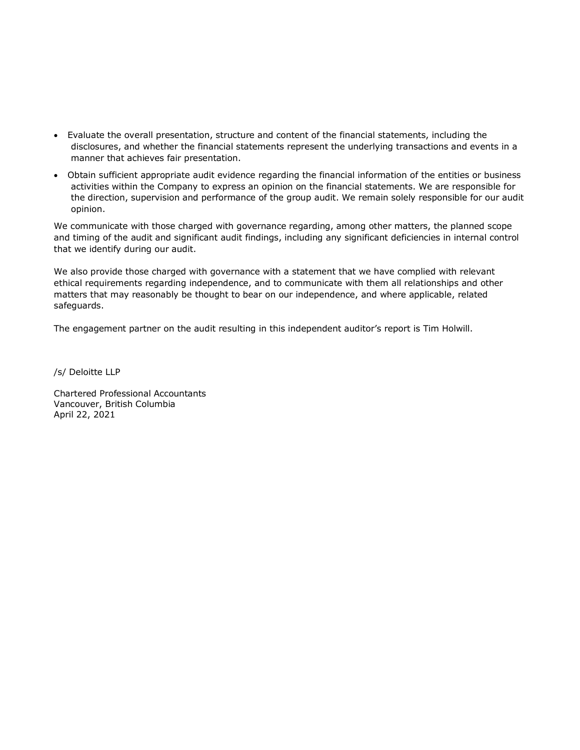- Evaluate the overall presentation, structure and content of the financial statements, including the disclosures, and whether the financial statements represent the underlying transactions and events in a manner that achieves fair presentation.
- Obtain sufficient appropriate audit evidence regarding the financial information of the entities or business activities within the Company to express an opinion on the financial statements. We are responsible for the direction, supervision and performance of the group audit. We remain solely responsible for our audit opinion.

We communicate with those charged with governance regarding, among other matters, the planned scope and timing of the audit and significant audit findings, including any significant deficiencies in internal control that we identify during our audit.

We also provide those charged with governance with a statement that we have complied with relevant ethical requirements regarding independence, and to communicate with them all relationships and other matters that may reasonably be thought to bear on our independence, and where applicable, related safeguards.

The engagement partner on the audit resulting in this independent auditor's report is Tim Holwill.

/s/ Deloitte LLP

Chartered Professional Accountants
Vancouver, British Columbia
April 22, 2021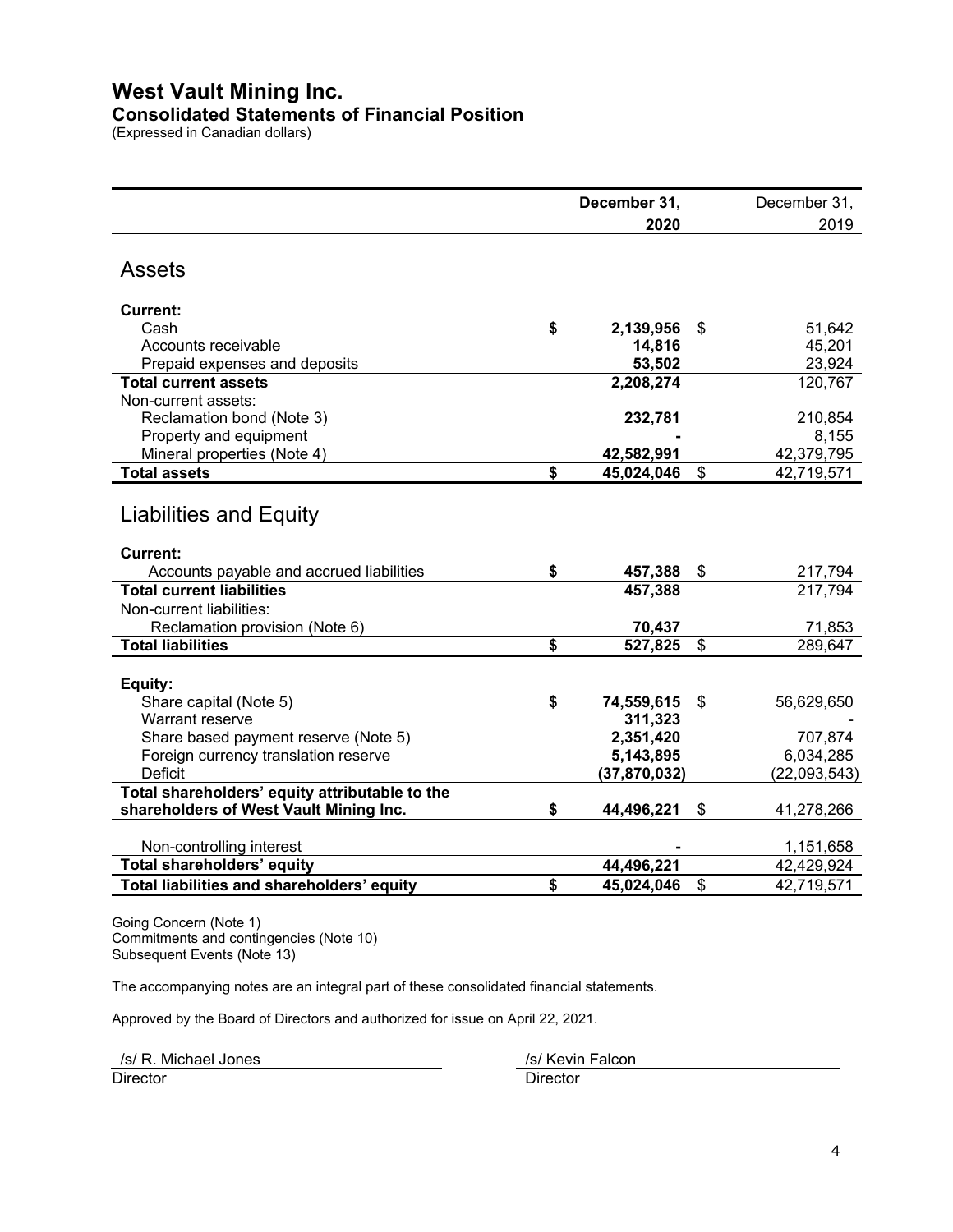# West Vault Mining Inc.

## Consolidated Statements of Financial Position

(Expressed in Canadian dollars)

| | December 31, 2020 | December 31, 2019 |
|---|---|---|
| **Assets** | | |
| **Current:** | | |
| Cash | $ **2,139,956** | $ 51,642 |
| Accounts receivable | **14,816** | 45,201 |
| Prepaid expenses and deposits | **53,502** | 23,924 |
| **Total current assets** | **2,208,274** | 120,767 |
| Non-current assets: | | |
| Reclamation bond (Note 3) | **232,781** | 210,854 |
| Property and equipment | **-** | 8,155 |
| Mineral properties (Note 4) | **42,582,991** | 42,379,795 |
| **Total assets** | $ **45,024,046** | $ 42,719,571 |
| **Liabilities and Equity** | | |
| **Current:** | | |
| Accounts payable and accrued liabilities | $ **457,388** | $ 217,794 |
| **Total current liabilities** | **457,388** | 217,794 |
| Non-current liabilities: | | |
| Reclamation provision (Note 6) | **70,437** | 71,853 |
| **Total liabilities** | $ **527,825** | $ 289,647 |
| **Equity:** | | |
| Share capital (Note 5) | $ **74,559,615** | $ 56,629,650 |
| Warrant reserve | **311,323** | - |
| Share based payment reserve (Note 5) | **2,351,420** | 707,874 |
| Foreign currency translation reserve | **5,143,895** | 6,034,285 |
| Deficit | **(37,870,032)** | (22,093,543) |
| **Total shareholders' equity attributable to the shareholders of West Vault Mining Inc.** | $ **44,496,221** | $ 41,278,266 |
| Non-controlling interest | **-** | 1,151,658 |
| **Total shareholders' equity** | **44,496,221** | 42,429,924 |
| **Total liabilities and shareholders' equity** | $ **45,024,046** | $ 42,719,571 |

Going Concern (Note 1)
Commitments and contingencies (Note 10)
Subsequent Events (Note 13)

The accompanying notes are an integral part of these consolidated financial statements.

Approved by the Board of Directors and authorized for issue on April 22, 2021.

/s/ R. Michael Jones
Director

/s/ Kevin Falcon
Director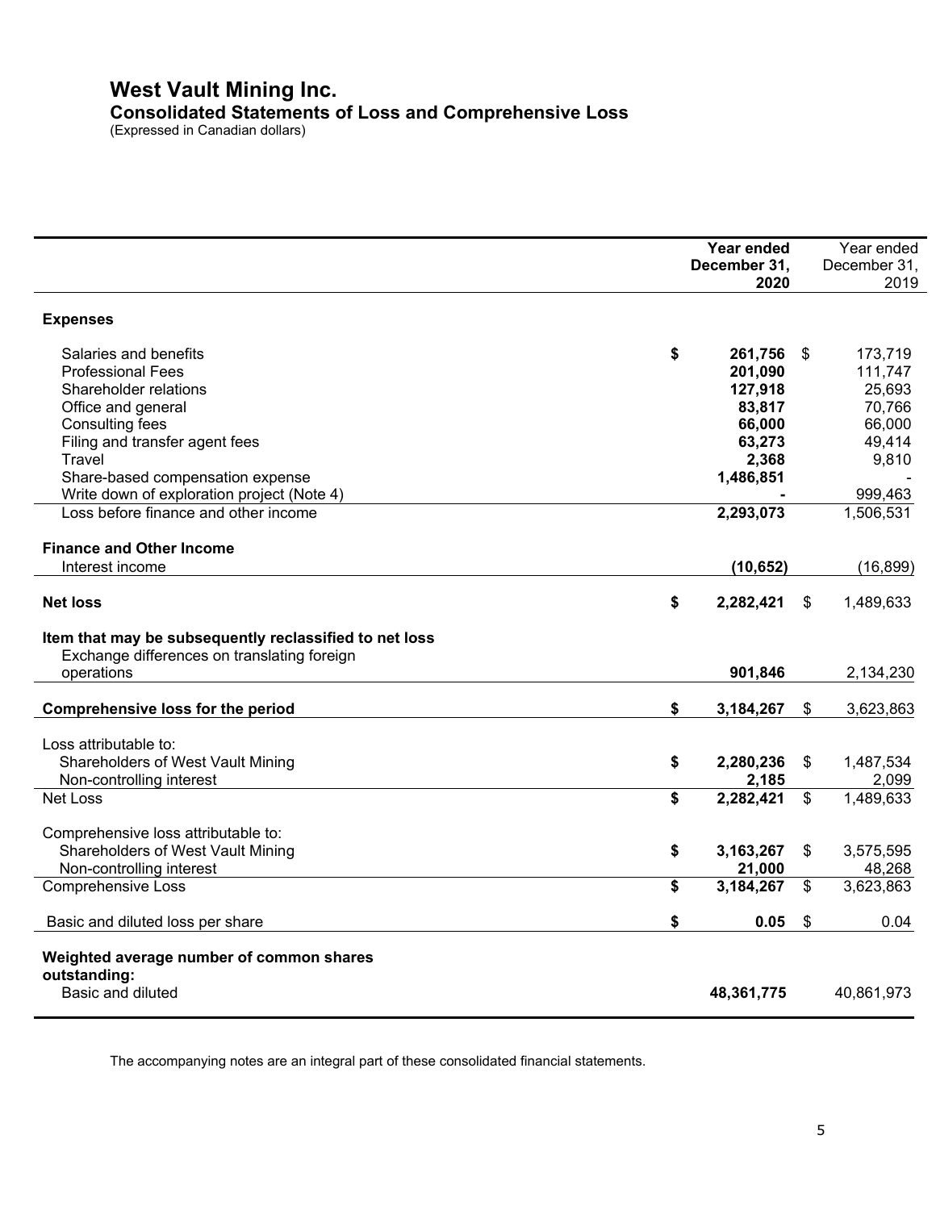# West Vault Mining Inc.

## Consolidated Statements of Loss and Comprehensive Loss

(Expressed in Canadian dollars)

| | Year ended December 31, 2020 | Year ended December 31, 2019 |
|---|---|---|
| **Expenses** | | |
| Salaries and benefits | **$ 261,756** | $ 173,719 |
| Professional Fees | **201,090** | 111,747 |
| Shareholder relations | **127,918** | 25,693 |
| Office and general | **83,817** | 70,766 |
| Consulting fees | **66,000** | 66,000 |
| Filing and transfer agent fees | **63,273** | 49,414 |
| Travel | **2,368** | 9,810 |
| Share-based compensation expense | **1,486,851** | - |
| Write down of exploration project (Note 4) | **-** | 999,463 |
| Loss before finance and other income | **2,293,073** | 1,506,531 |
| **Finance and Other Income** | | |
| Interest income | **(10,652)** | (16,899) |
| **Net loss** | **$ 2,282,421** | $ 1,489,633 |
| **Item that may be subsequently reclassified to net loss** | | |
| Exchange differences on translating foreign operations | **901,846** | 2,134,230 |
| **Comprehensive loss for the period** | **$ 3,184,267** | $ 3,623,863 |
| Loss attributable to: | | |
| Shareholders of West Vault Mining | **$ 2,280,236** | $ 1,487,534 |
| Non-controlling interest | **2,185** | 2,099 |
| Net Loss | **$ 2,282,421** | $ 1,489,633 |
| Comprehensive loss attributable to: | | |
| Shareholders of West Vault Mining | **$ 3,163,267** | $ 3,575,595 |
| Non-controlling interest | **21,000** | 48,268 |
| Comprehensive Loss | **$ 3,184,267** | $ 3,623,863 |
| Basic and diluted loss per share | **$ 0.05** | $ 0.04 |
| **Weighted average number of common shares outstanding:** | | |
| Basic and diluted | **48,361,775** | 40,861,973 |

The accompanying notes are an integral part of these consolidated financial statements.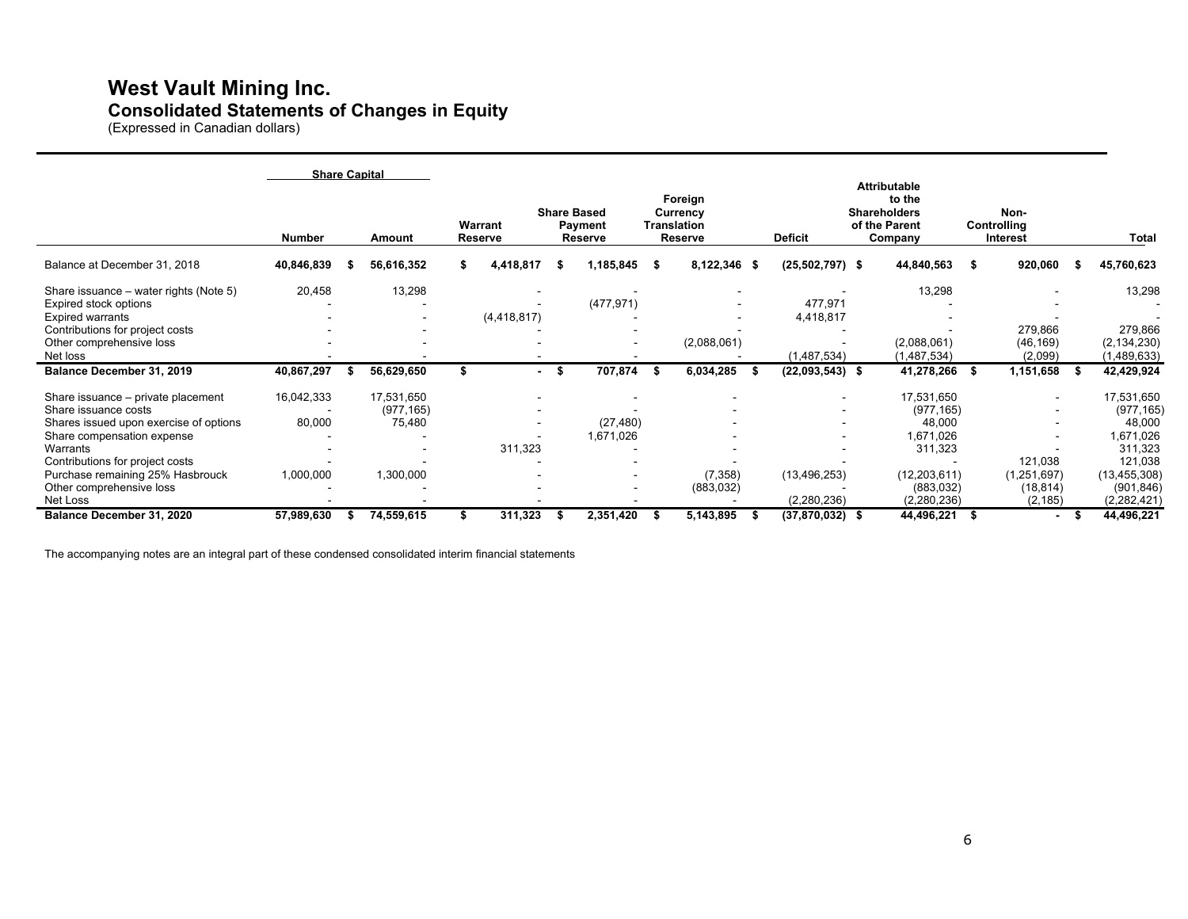# West Vault Mining Inc.

## Consolidated Statements of Changes in Equity

(Expressed in Canadian dollars)

| | Share Capital | | | | | | | | |
|---|---|---|---|---|---|---|---|---|---|
| | Number | Amount | Warrant Reserve | Share Based Payment Reserve | Foreign Currency Translation Reserve | Deficit | Attributable to the Shareholders of the Parent Company | Non-Controlling Interest | Total |
| Balance at December 31, 2018 | **40,846,839** | **$ 56,616,352** | **$ 4,418,817** | **$ 1,185,845** | **$ 8,122,346** | **$ (25,502,797)** | **$ 44,840,563** | **$ 920,060** | **$ 45,760,623** |
| Share issuance – water rights (Note 5) | 20,458 | 13,298 | - | - | - | - | 13,298 | - | 13,298 |
| Expired stock options | - | - | - | (477,971) | - | 477,971 | - | - | - |
| Expired warrants | - | - | (4,418,817) | - | - | 4,418,817 | - | - | - |
| Contributions for project costs | - | - | - | - | - | - | - | 279,866 | 279,866 |
| Other comprehensive loss | - | - | - | - | (2,088,061) | - | (2,088,061) | (46,169) | (2,134,230) |
| Net loss | - | - | - | - | - | (1,487,534) | (1,487,534) | (2,099) | (1,489,633) |
| **Balance December 31, 2019** | **40,867,297** | **$ 56,629,650** | **$ -** | **$ 707,874** | **$ 6,034,285** | **$ (22,093,543)** | **$ 41,278,266** | **$ 1,151,658** | **$ 42,429,924** |
| Share issuance – private placement | 16,042,333 | 17,531,650 | - | - | - | - | 17,531,650 | - | 17,531,650 |
| Share issuance costs | - | (977,165) | - | - | - | - | (977,165) | - | (977,165) |
| Shares issued upon exercise of options | 80,000 | 75,480 | - | (27,480) | - | - | 48,000 | - | 48,000 |
| Share compensation expense | - | - | - | 1,671,026 | - | - | 1,671,026 | - | 1,671,026 |
| Warrants | - | - | 311,323 | - | - | - | 311,323 | - | 311,323 |
| Contributions for project costs | - | - | - | - | - | - | - | 121,038 | 121,038 |
| Purchase remaining 25% Hasbrouck | 1,000,000 | 1,300,000 | - | - | (7,358) | (13,496,253) | (12,203,611) | (1,251,697) | (13,455,308) |
| Other comprehensive loss | - | - | - | - | (883,032) | - | (883,032) | (18,814) | (901,846) |
| Net Loss | - | - | - | - | - | (2,280,236) | (2,280,236) | (2,185) | (2,282,421) |
| **Balance December 31, 2020** | **57,989,630** | **$ 74,559,615** | **$ 311,323** | **$ 2,351,420** | **$ 5,143,895** | **$ (37,870,032)** | **$ 44,496,221** | **$ -** | **$ 44,496,221** |

The accompanying notes are an integral part of these condensed consolidated interim financial statements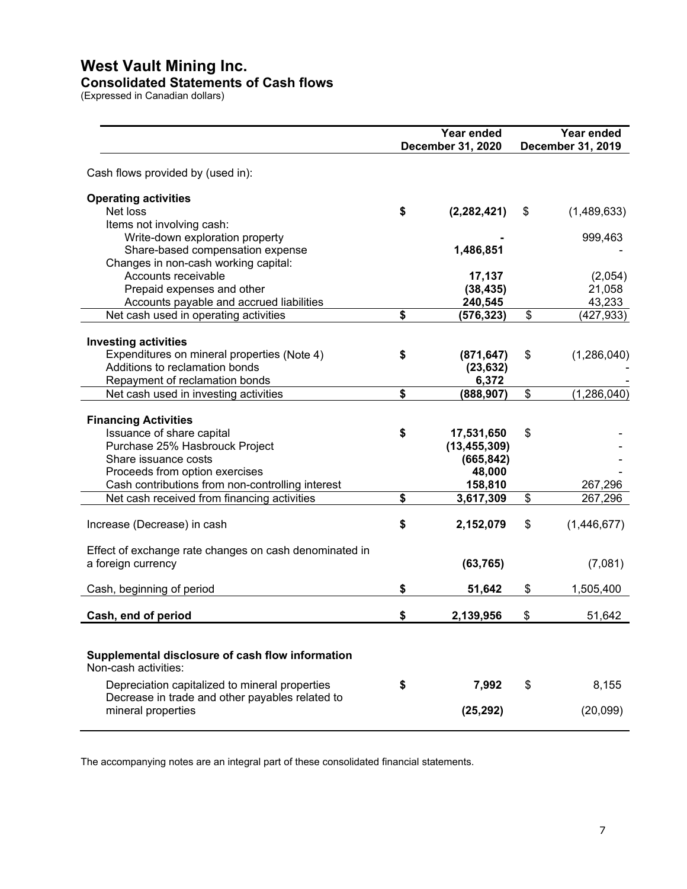# West Vault Mining Inc.

## Consolidated Statements of Cash flows

(Expressed in Canadian dollars)

| | Year ended December 31, 2020 | Year ended December 31, 2019 |
|---|---|---|
| Cash flows provided by (used in): | | |
| **Operating activities** | | |
| Net loss | **$ (2,282,421)** | $ (1,489,633) |
| Items not involving cash: | | |
| Write-down exploration property | **-** | 999,463 |
| Share-based compensation expense | **1,486,851** | - |
| Changes in non-cash working capital: | | |
| Accounts receivable | **17,137** | (2,054) |
| Prepaid expenses and other | **(38,435)** | 21,058 |
| Accounts payable and accrued liabilities | **240,545** | 43,233 |
| Net cash used in operating activities | **$ (576,323)** | $ (427,933) |
| **Investing activities** | | |
| Expenditures on mineral properties (Note 4) | **$ (871,647)** | $ (1,286,040) |
| Additions to reclamation bonds | **(23,632)** | - |
| Repayment of reclamation bonds | **6,372** | - |
| Net cash used in investing activities | **$ (888,907)** | $ (1,286,040) |
| **Financing Activities** | | |
| Issuance of share capital | **$ 17,531,650** | $ - |
| Purchase 25% Hasbrouck Project | **(13,455,309)** | - |
| Share issuance costs | **(665,842)** | - |
| Proceeds from option exercises | **48,000** | - |
| Cash contributions from non-controlling interest | **158,810** | 267,296 |
| Net cash received from financing activities | **$ 3,617,309** | $ 267,296 |
| Increase (Decrease) in cash | **$ 2,152,079** | $ (1,446,677) |
| Effect of exchange rate changes on cash denominated in a foreign currency | **(63,765)** | (7,081) |
| Cash, beginning of period | **$ 51,642** | $ 1,505,400 |
| **Cash, end of period** | **$ 2,139,956** | $ 51,642 |
| **Supplemental disclosure of cash flow information** | | |
| Non-cash activities: | | |
| Depreciation capitalized to mineral properties | **$ 7,992** | $ 8,155 |
| Decrease in trade and other payables related to mineral properties | **(25,292)** | (20,099) |

The accompanying notes are an integral part of these consolidated financial statements.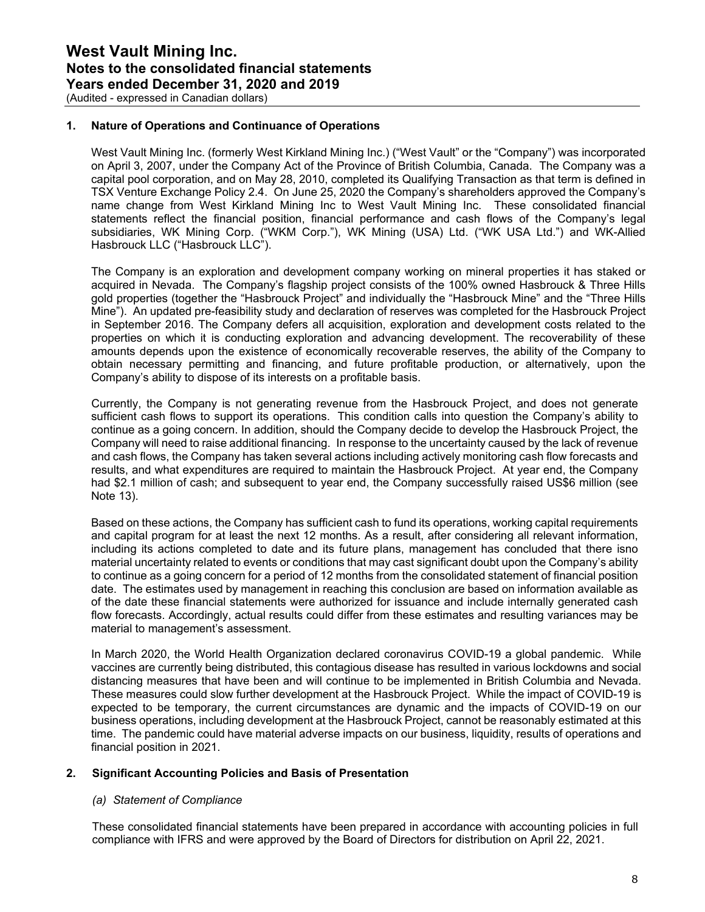## 1. Nature of Operations and Continuance of Operations

West Vault Mining Inc. (formerly West Kirkland Mining Inc.) ("West Vault" or the "Company") was incorporated on April 3, 2007, under the Company Act of the Province of British Columbia, Canada. The Company was a capital pool corporation, and on May 28, 2010, completed its Qualifying Transaction as that term is defined in TSX Venture Exchange Policy 2.4. On June 25, 2020 the Company's shareholders approved the Company's name change from West Kirkland Mining Inc to West Vault Mining Inc. These consolidated financial statements reflect the financial position, financial performance and cash flows of the Company's legal subsidiaries, WK Mining Corp. ("WKM Corp."), WK Mining (USA) Ltd. ("WK USA Ltd.") and WK-Allied Hasbrouck LLC ("Hasbrouck LLC").

The Company is an exploration and development company working on mineral properties it has staked or acquired in Nevada. The Company's flagship project consists of the 100% owned Hasbrouck & Three Hills gold properties (together the "Hasbrouck Project" and individually the "Hasbrouck Mine" and the "Three Hills Mine"). An updated pre-feasibility study and declaration of reserves was completed for the Hasbrouck Project in September 2016. The Company defers all acquisition, exploration and development costs related to the properties on which it is conducting exploration and advancing development. The recoverability of these amounts depends upon the existence of economically recoverable reserves, the ability of the Company to obtain necessary permitting and financing, and future profitable production, or alternatively, upon the Company's ability to dispose of its interests on a profitable basis.

Currently, the Company is not generating revenue from the Hasbrouck Project, and does not generate sufficient cash flows to support its operations. This condition calls into question the Company's ability to continue as a going concern. In addition, should the Company decide to develop the Hasbrouck Project, the Company will need to raise additional financing. In response to the uncertainty caused by the lack of revenue and cash flows, the Company has taken several actions including actively monitoring cash flow forecasts and results, and what expenditures are required to maintain the Hasbrouck Project. At year end, the Company had $2.1 million of cash; and subsequent to year end, the Company successfully raised US$6 million (see Note 13).

Based on these actions, the Company has sufficient cash to fund its operations, working capital requirements and capital program for at least the next 12 months. As a result, after considering all relevant information, including its actions completed to date and its future plans, management has concluded that there isno material uncertainty related to events or conditions that may cast significant doubt upon the Company's ability to continue as a going concern for a period of 12 months from the consolidated statement of financial position date. The estimates used by management in reaching this conclusion are based on information available as of the date these financial statements were authorized for issuance and include internally generated cash flow forecasts. Accordingly, actual results could differ from these estimates and resulting variances may be material to management's assessment.

In March 2020, the World Health Organization declared coronavirus COVID-19 a global pandemic. While vaccines are currently being distributed, this contagious disease has resulted in various lockdowns and social distancing measures that have been and will continue to be implemented in British Columbia and Nevada. These measures could slow further development at the Hasbrouck Project. While the impact of COVID-19 is expected to be temporary, the current circumstances are dynamic and the impacts of COVID-19 on our business operations, including development at the Hasbrouck Project, cannot be reasonably estimated at this time. The pandemic could have material adverse impacts on our business, liquidity, results of operations and financial position in 2021.

## 2. Significant Accounting Policies and Basis of Presentation

### *(a) Statement of Compliance*

These consolidated financial statements have been prepared in accordance with accounting policies in full compliance with IFRS and were approved by the Board of Directors for distribution on April 22, 2021.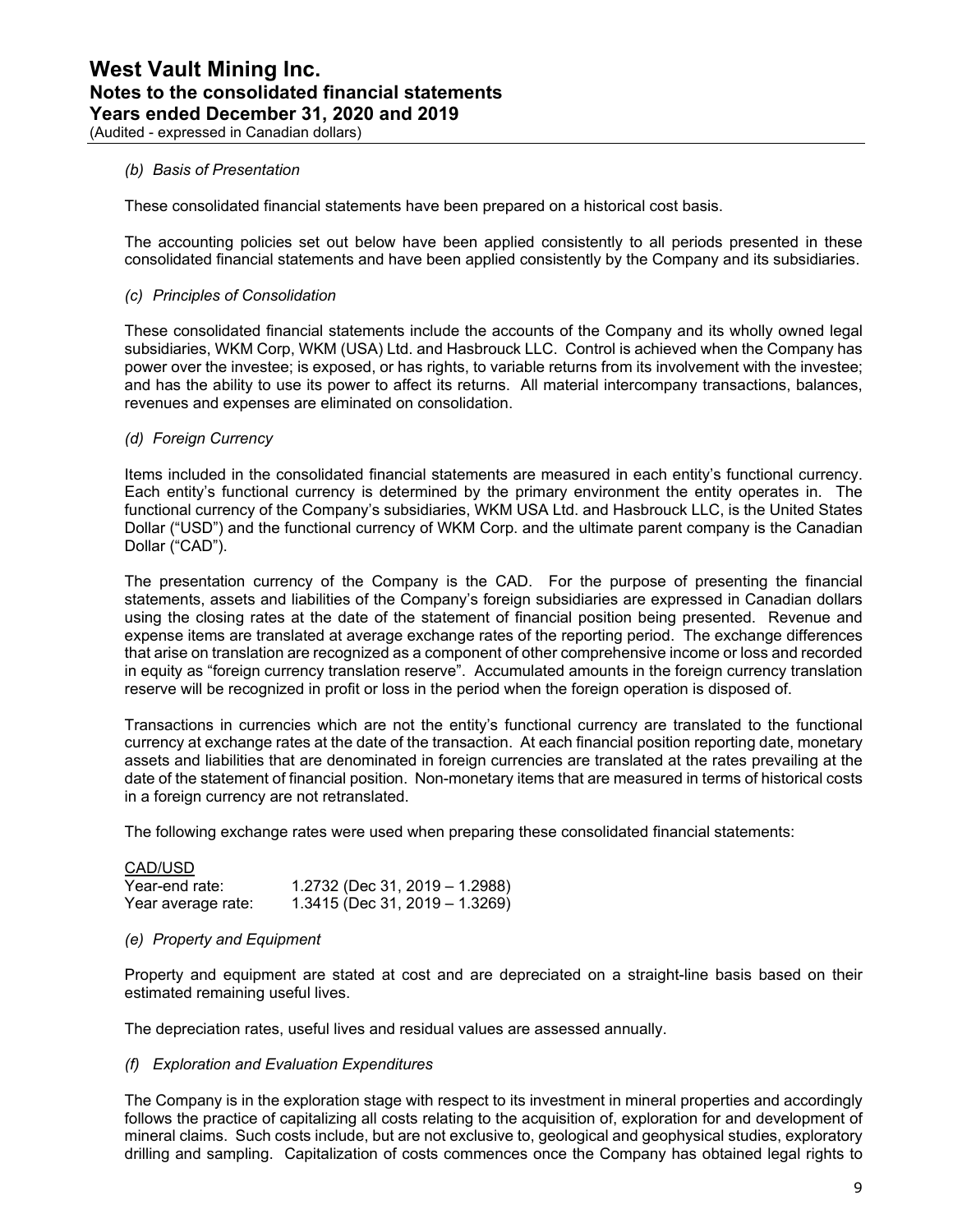*(b) Basis of Presentation*

These consolidated financial statements have been prepared on a historical cost basis.

The accounting policies set out below have been applied consistently to all periods presented in these consolidated financial statements and have been applied consistently by the Company and its subsidiaries.

*(c) Principles of Consolidation*

These consolidated financial statements include the accounts of the Company and its wholly owned legal subsidiaries, WKM Corp, WKM (USA) Ltd. and Hasbrouck LLC. Control is achieved when the Company has power over the investee; is exposed, or has rights, to variable returns from its involvement with the investee; and has the ability to use its power to affect its returns. All material intercompany transactions, balances, revenues and expenses are eliminated on consolidation.

*(d) Foreign Currency*

Items included in the consolidated financial statements are measured in each entity's functional currency. Each entity's functional currency is determined by the primary environment the entity operates in. The functional currency of the Company's subsidiaries, WKM USA Ltd. and Hasbrouck LLC, is the United States Dollar ("USD") and the functional currency of WKM Corp. and the ultimate parent company is the Canadian Dollar ("CAD").

The presentation currency of the Company is the CAD. For the purpose of presenting the financial statements, assets and liabilities of the Company's foreign subsidiaries are expressed in Canadian dollars using the closing rates at the date of the statement of financial position being presented. Revenue and expense items are translated at average exchange rates of the reporting period. The exchange differences that arise on translation are recognized as a component of other comprehensive income or loss and recorded in equity as "foreign currency translation reserve". Accumulated amounts in the foreign currency translation reserve will be recognized in profit or loss in the period when the foreign operation is disposed of.

Transactions in currencies which are not the entity's functional currency are translated to the functional currency at exchange rates at the date of the transaction. At each financial position reporting date, monetary assets and liabilities that are denominated in foreign currencies are translated at the rates prevailing at the date of the statement of financial position. Non-monetary items that are measured in terms of historical costs in a foreign currency are not retranslated.

The following exchange rates were used when preparing these consolidated financial statements:

| CAD/USD | |
|---|---|
| Year-end rate: | 1.2732 (Dec 31, 2019 – 1.2988) |
| Year average rate: | 1.3415 (Dec 31, 2019 – 1.3269) |

*(e) Property and Equipment*

Property and equipment are stated at cost and are depreciated on a straight-line basis based on their estimated remaining useful lives.

The depreciation rates, useful lives and residual values are assessed annually.

*(f) Exploration and Evaluation Expenditures*

The Company is in the exploration stage with respect to its investment in mineral properties and accordingly follows the practice of capitalizing all costs relating to the acquisition of, exploration for and development of mineral claims. Such costs include, but are not exclusive to, geological and geophysical studies, exploratory drilling and sampling. Capitalization of costs commences once the Company has obtained legal rights to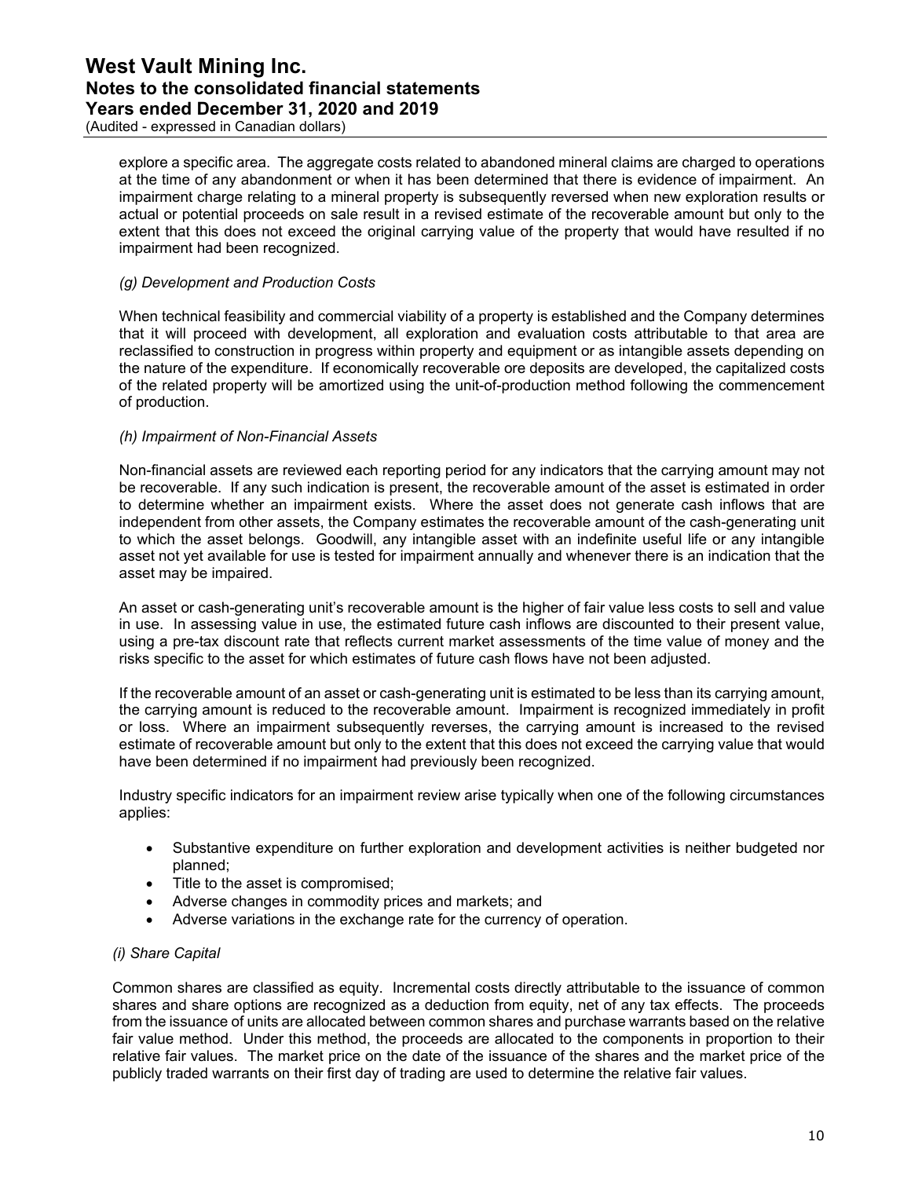explore a specific area. The aggregate costs related to abandoned mineral claims are charged to operations at the time of any abandonment or when it has been determined that there is evidence of impairment. An impairment charge relating to a mineral property is subsequently reversed when new exploration results or actual or potential proceeds on sale result in a revised estimate of the recoverable amount but only to the extent that this does not exceed the original carrying value of the property that would have resulted if no impairment had been recognized.

*(g) Development and Production Costs*

When technical feasibility and commercial viability of a property is established and the Company determines that it will proceed with development, all exploration and evaluation costs attributable to that area are reclassified to construction in progress within property and equipment or as intangible assets depending on the nature of the expenditure. If economically recoverable ore deposits are developed, the capitalized costs of the related property will be amortized using the unit-of-production method following the commencement of production.

*(h) Impairment of Non-Financial Assets*

Non-financial assets are reviewed each reporting period for any indicators that the carrying amount may not be recoverable. If any such indication is present, the recoverable amount of the asset is estimated in order to determine whether an impairment exists. Where the asset does not generate cash inflows that are independent from other assets, the Company estimates the recoverable amount of the cash-generating unit to which the asset belongs. Goodwill, any intangible asset with an indefinite useful life or any intangible asset not yet available for use is tested for impairment annually and whenever there is an indication that the asset may be impaired.

An asset or cash-generating unit's recoverable amount is the higher of fair value less costs to sell and value in use. In assessing value in use, the estimated future cash inflows are discounted to their present value, using a pre-tax discount rate that reflects current market assessments of the time value of money and the risks specific to the asset for which estimates of future cash flows have not been adjusted.

If the recoverable amount of an asset or cash-generating unit is estimated to be less than its carrying amount, the carrying amount is reduced to the recoverable amount. Impairment is recognized immediately in profit or loss. Where an impairment subsequently reverses, the carrying amount is increased to the revised estimate of recoverable amount but only to the extent that this does not exceed the carrying value that would have been determined if no impairment had previously been recognized.

Industry specific indicators for an impairment review arise typically when one of the following circumstances applies:

- Substantive expenditure on further exploration and development activities is neither budgeted nor planned;
- Title to the asset is compromised;
- Adverse changes in commodity prices and markets; and
- Adverse variations in the exchange rate for the currency of operation.

*(i) Share Capital*

Common shares are classified as equity. Incremental costs directly attributable to the issuance of common shares and share options are recognized as a deduction from equity, net of any tax effects. The proceeds from the issuance of units are allocated between common shares and purchase warrants based on the relative fair value method. Under this method, the proceeds are allocated to the components in proportion to their relative fair values. The market price on the date of the issuance of the shares and the market price of the publicly traded warrants on their first day of trading are used to determine the relative fair values.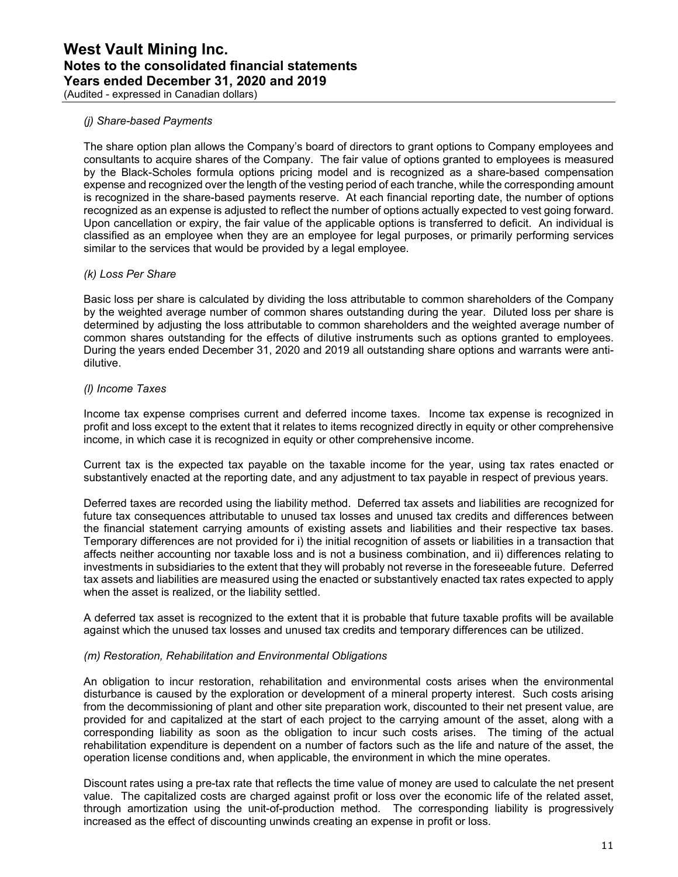*(j) Share-based Payments*

The share option plan allows the Company's board of directors to grant options to Company employees and consultants to acquire shares of the Company. The fair value of options granted to employees is measured by the Black-Scholes formula options pricing model and is recognized as a share-based compensation expense and recognized over the length of the vesting period of each tranche, while the corresponding amount is recognized in the share-based payments reserve. At each financial reporting date, the number of options recognized as an expense is adjusted to reflect the number of options actually expected to vest going forward. Upon cancellation or expiry, the fair value of the applicable options is transferred to deficit. An individual is classified as an employee when they are an employee for legal purposes, or primarily performing services similar to the services that would be provided by a legal employee.

*(k) Loss Per Share*

Basic loss per share is calculated by dividing the loss attributable to common shareholders of the Company by the weighted average number of common shares outstanding during the year. Diluted loss per share is determined by adjusting the loss attributable to common shareholders and the weighted average number of common shares outstanding for the effects of dilutive instruments such as options granted to employees. During the years ended December 31, 2020 and 2019 all outstanding share options and warrants were anti-dilutive.

*(l) Income Taxes*

Income tax expense comprises current and deferred income taxes. Income tax expense is recognized in profit and loss except to the extent that it relates to items recognized directly in equity or other comprehensive income, in which case it is recognized in equity or other comprehensive income.

Current tax is the expected tax payable on the taxable income for the year, using tax rates enacted or substantively enacted at the reporting date, and any adjustment to tax payable in respect of previous years.

Deferred taxes are recorded using the liability method. Deferred tax assets and liabilities are recognized for future tax consequences attributable to unused tax losses and unused tax credits and differences between the financial statement carrying amounts of existing assets and liabilities and their respective tax bases. Temporary differences are not provided for i) the initial recognition of assets or liabilities in a transaction that affects neither accounting nor taxable loss and is not a business combination, and ii) differences relating to investments in subsidiaries to the extent that they will probably not reverse in the foreseeable future. Deferred tax assets and liabilities are measured using the enacted or substantively enacted tax rates expected to apply when the asset is realized, or the liability settled.

A deferred tax asset is recognized to the extent that it is probable that future taxable profits will be available against which the unused tax losses and unused tax credits and temporary differences can be utilized.

*(m) Restoration, Rehabilitation and Environmental Obligations*

An obligation to incur restoration, rehabilitation and environmental costs arises when the environmental disturbance is caused by the exploration or development of a mineral property interest. Such costs arising from the decommissioning of plant and other site preparation work, discounted to their net present value, are provided for and capitalized at the start of each project to the carrying amount of the asset, along with a corresponding liability as soon as the obligation to incur such costs arises. The timing of the actual rehabilitation expenditure is dependent on a number of factors such as the life and nature of the asset, the operation license conditions and, when applicable, the environment in which the mine operates.

Discount rates using a pre-tax rate that reflects the time value of money are used to calculate the net present value. The capitalized costs are charged against profit or loss over the economic life of the related asset, through amortization using the unit-of-production method. The corresponding liability is progressively increased as the effect of discounting unwinds creating an expense in profit or loss.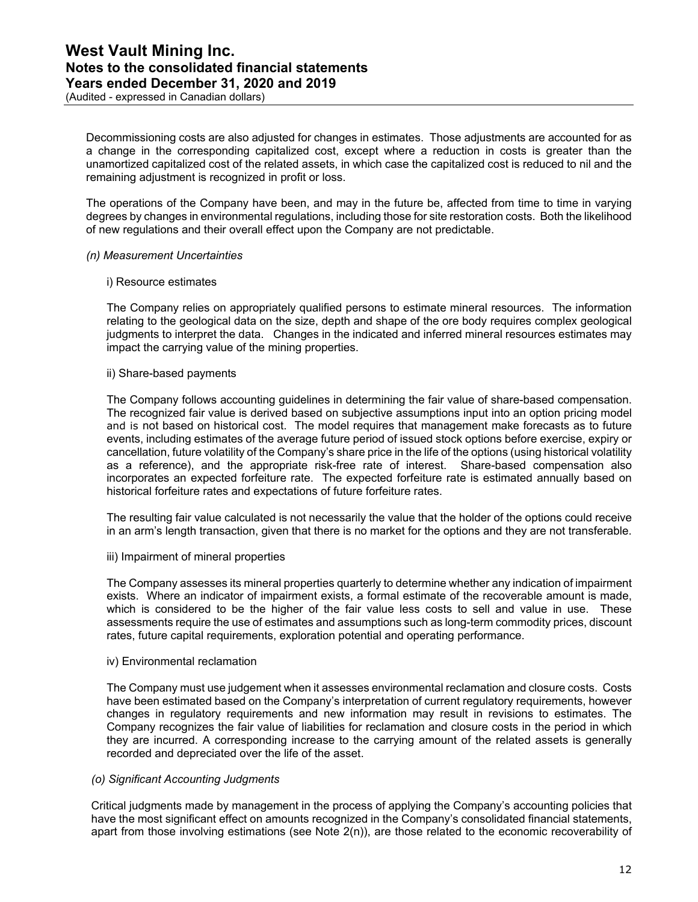Decommissioning costs are also adjusted for changes in estimates. Those adjustments are accounted for as a change in the corresponding capitalized cost, except where a reduction in costs is greater than the unamortized capitalized cost of the related assets, in which case the capitalized cost is reduced to nil and the remaining adjustment is recognized in profit or loss.

The operations of the Company have been, and may in the future be, affected from time to time in varying degrees by changes in environmental regulations, including those for site restoration costs. Both the likelihood of new regulations and their overall effect upon the Company are not predictable.

*(n) Measurement Uncertainties*

i) Resource estimates

The Company relies on appropriately qualified persons to estimate mineral resources. The information relating to the geological data on the size, depth and shape of the ore body requires complex geological judgments to interpret the data. Changes in the indicated and inferred mineral resources estimates may impact the carrying value of the mining properties.

ii) Share-based payments

The Company follows accounting guidelines in determining the fair value of share-based compensation. The recognized fair value is derived based on subjective assumptions input into an option pricing model and is not based on historical cost. The model requires that management make forecasts as to future events, including estimates of the average future period of issued stock options before exercise, expiry or cancellation, future volatility of the Company's share price in the life of the options (using historical volatility as a reference), and the appropriate risk-free rate of interest. Share-based compensation also incorporates an expected forfeiture rate. The expected forfeiture rate is estimated annually based on historical forfeiture rates and expectations of future forfeiture rates.

The resulting fair value calculated is not necessarily the value that the holder of the options could receive in an arm's length transaction, given that there is no market for the options and they are not transferable.

iii) Impairment of mineral properties

The Company assesses its mineral properties quarterly to determine whether any indication of impairment exists. Where an indicator of impairment exists, a formal estimate of the recoverable amount is made, which is considered to be the higher of the fair value less costs to sell and value in use. These assessments require the use of estimates and assumptions such as long-term commodity prices, discount rates, future capital requirements, exploration potential and operating performance.

iv) Environmental reclamation

The Company must use judgement when it assesses environmental reclamation and closure costs. Costs have been estimated based on the Company's interpretation of current regulatory requirements, however changes in regulatory requirements and new information may result in revisions to estimates. The Company recognizes the fair value of liabilities for reclamation and closure costs in the period in which they are incurred. A corresponding increase to the carrying amount of the related assets is generally recorded and depreciated over the life of the asset.

*(o) Significant Accounting Judgments*

Critical judgments made by management in the process of applying the Company's accounting policies that have the most significant effect on amounts recognized in the Company's consolidated financial statements, apart from those involving estimations (see Note 2(n)), are those related to the economic recoverability of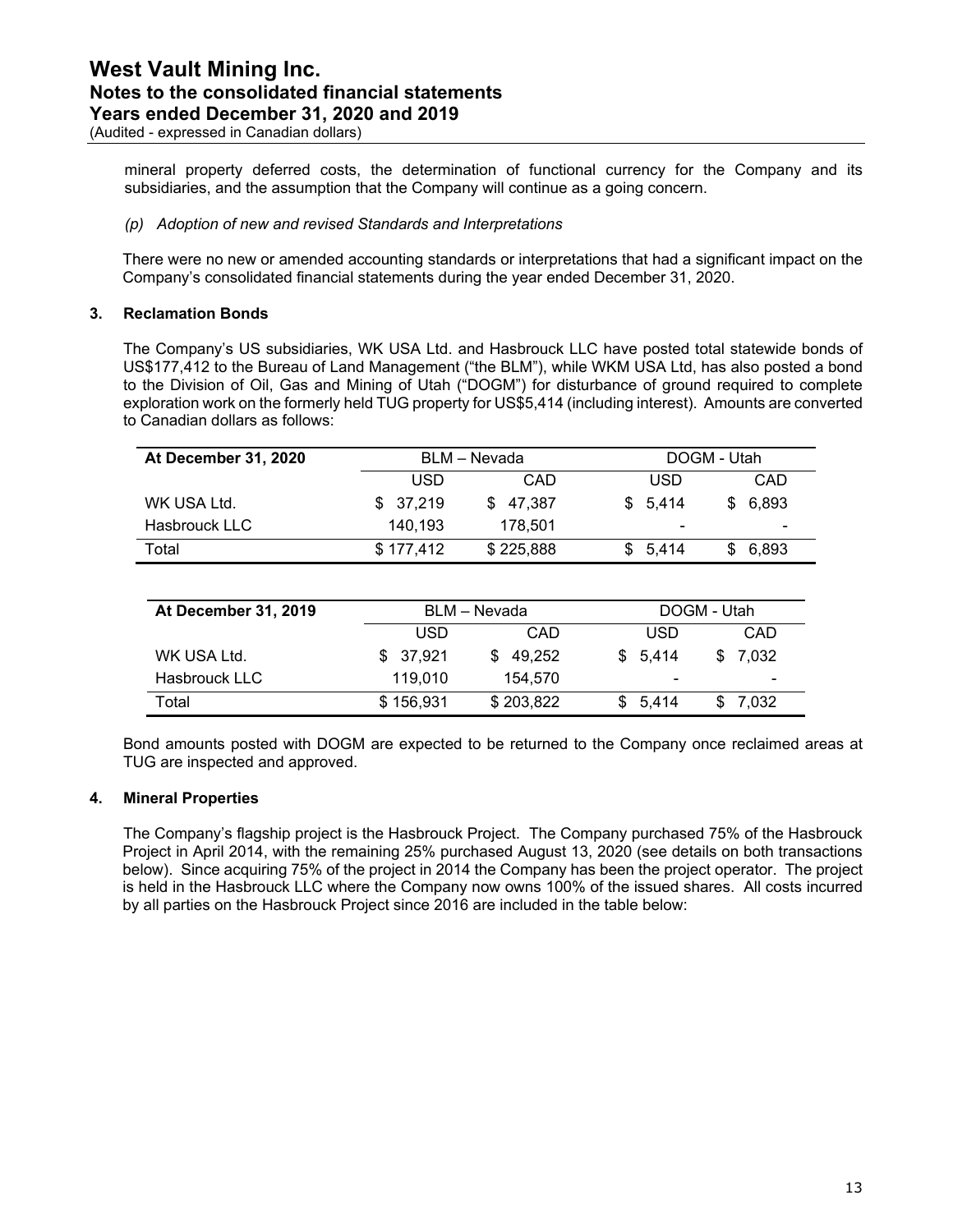mineral property deferred costs, the determination of functional currency for the Company and its subsidiaries, and the assumption that the Company will continue as a going concern.

*(p) Adoption of new and revised Standards and Interpretations*

There were no new or amended accounting standards or interpretations that had a significant impact on the Company's consolidated financial statements during the year ended December 31, 2020.

### 3. Reclamation Bonds

The Company's US subsidiaries, WK USA Ltd. and Hasbrouck LLC have posted total statewide bonds of US$177,412 to the Bureau of Land Management ("the BLM"), while WKM USA Ltd, has also posted a bond to the Division of Oil, Gas and Mining of Utah ("DOGM") for disturbance of ground required to complete exploration work on the formerly held TUG property for US$5,414 (including interest). Amounts are converted to Canadian dollars as follows:

| **At December 31, 2020** | BLM – Nevada | | DOGM - Utah | |
|---|---|---|---|---|
| | USD | CAD | USD | CAD |
| WK USA Ltd. | $ 37,219 | $ 47,387 | $ 5,414 | $ 6,893 |
| Hasbrouck LLC | 140,193 | 178,501 | - | - |
| Total | $ 177,412 | $ 225,888 | $ 5,414 | $ 6,893 |

| **At December 31, 2019** | BLM – Nevada | | DOGM - Utah | |
|---|---|---|---|---|
| | USD | CAD | USD | CAD |
| WK USA Ltd. | $ 37,921 | $ 49,252 | $ 5,414 | $ 7,032 |
| Hasbrouck LLC | 119,010 | 154,570 | - | - |
| Total | $ 156,931 | $ 203,822 | $ 5,414 | $ 7,032 |

Bond amounts posted with DOGM are expected to be returned to the Company once reclaimed areas at TUG are inspected and approved.

### 4. Mineral Properties

The Company's flagship project is the Hasbrouck Project. The Company purchased 75% of the Hasbrouck Project in April 2014, with the remaining 25% purchased August 13, 2020 (see details on both transactions below). Since acquiring 75% of the project in 2014 the Company has been the project operator. The project is held in the Hasbrouck LLC where the Company now owns 100% of the issued shares. All costs incurred by all parties on the Hasbrouck Project since 2016 are included in the table below: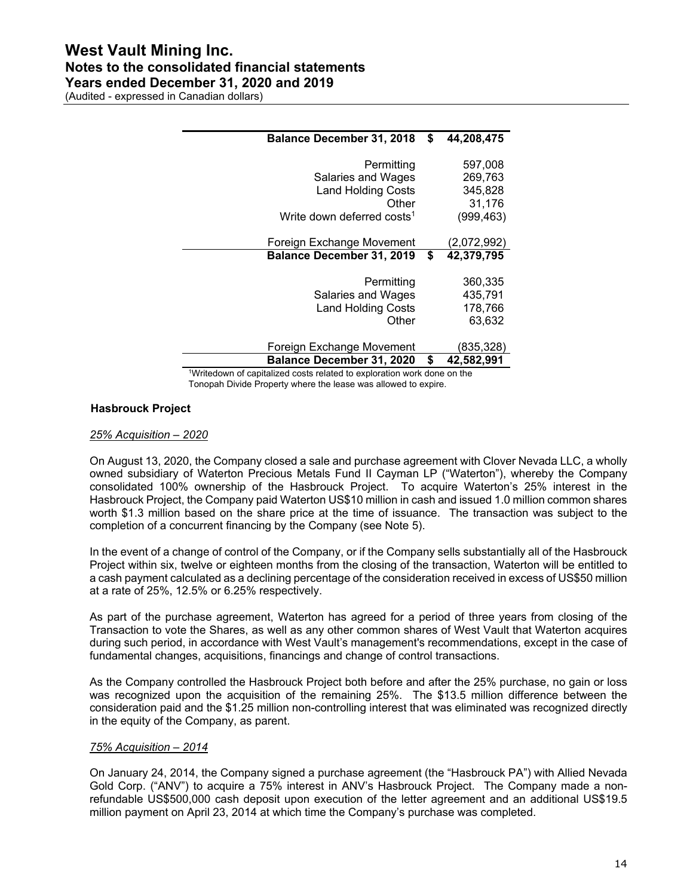| | | |
|---|---|---|
| **Balance December 31, 2018** | **$** | **44,208,475** |
| Permitting | | 597,008 |
| Salaries and Wages | | 269,763 |
| Land Holding Costs | | 345,828 |
| Other | | 31,176 |
| Write down deferred costs[1] | | (999,463) |
| Foreign Exchange Movement | | (2,072,992) |
| **Balance December 31, 2019** | **$** | **42,379,795** |
| Permitting | | 360,335 |
| Salaries and Wages | | 435,791 |
| Land Holding Costs | | 178,766 |
| Other | | 63,632 |
| Foreign Exchange Movement | | (835,328) |
| **Balance December 31, 2020** | **$** | **42,582,991** |

[1]Writedown of capitalized costs related to exploration work done on the Tonopah Divide Property where the lease was allowed to expire.

**Hasbrouck Project**

*25% Acquisition – 2020*

On August 13, 2020, the Company closed a sale and purchase agreement with Clover Nevada LLC, a wholly owned subsidiary of Waterton Precious Metals Fund II Cayman LP ("Waterton"), whereby the Company consolidated 100% ownership of the Hasbrouck Project. To acquire Waterton's 25% interest in the Hasbrouck Project, the Company paid Waterton US$10 million in cash and issued 1.0 million common shares worth $1.3 million based on the share price at the time of issuance. The transaction was subject to the completion of a concurrent financing by the Company (see Note 5).

In the event of a change of control of the Company, or if the Company sells substantially all of the Hasbrouck Project within six, twelve or eighteen months from the closing of the transaction, Waterton will be entitled to a cash payment calculated as a declining percentage of the consideration received in excess of US$50 million at a rate of 25%, 12.5% or 6.25% respectively.

As part of the purchase agreement, Waterton has agreed for a period of three years from closing of the Transaction to vote the Shares, as well as any other common shares of West Vault that Waterton acquires during such period, in accordance with West Vault's management's recommendations, except in the case of fundamental changes, acquisitions, financings and change of control transactions.

As the Company controlled the Hasbrouck Project both before and after the 25% purchase, no gain or loss was recognized upon the acquisition of the remaining 25%. The $13.5 million difference between the consideration paid and the $1.25 million non-controlling interest that was eliminated was recognized directly in the equity of the Company, as parent.

*75% Acquisition – 2014*

On January 24, 2014, the Company signed a purchase agreement (the "Hasbrouck PA") with Allied Nevada Gold Corp. ("ANV") to acquire a 75% interest in ANV's Hasbrouck Project. The Company made a non-refundable US$500,000 cash deposit upon execution of the letter agreement and an additional US$19.5 million payment on April 23, 2014 at which time the Company's purchase was completed.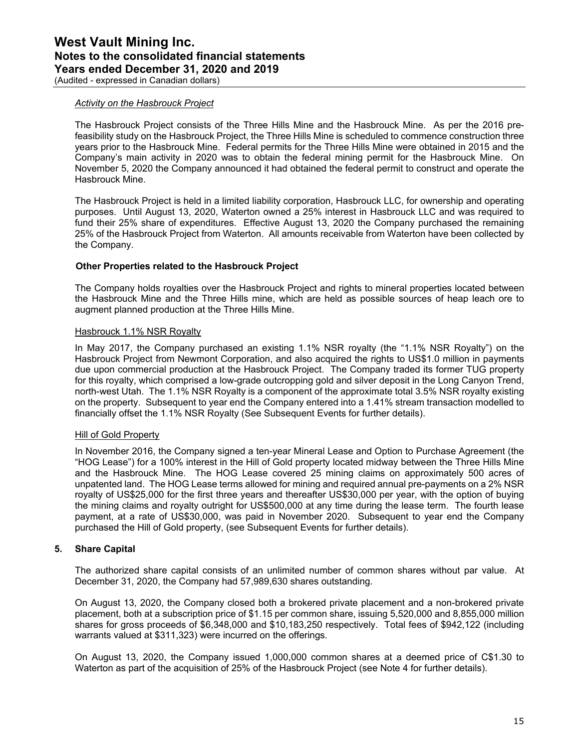*Activity on the Hasbrouck Project*

The Hasbrouck Project consists of the Three Hills Mine and the Hasbrouck Mine. As per the 2016 pre-feasibility study on the Hasbrouck Project, the Three Hills Mine is scheduled to commence construction three years prior to the Hasbrouck Mine. Federal permits for the Three Hills Mine were obtained in 2015 and the Company's main activity in 2020 was to obtain the federal mining permit for the Hasbrouck Mine. On November 5, 2020 the Company announced it had obtained the federal permit to construct and operate the Hasbrouck Mine.

The Hasbrouck Project is held in a limited liability corporation, Hasbrouck LLC, for ownership and operating purposes. Until August 13, 2020, Waterton owned a 25% interest in Hasbrouck LLC and was required to fund their 25% share of expenditures. Effective August 13, 2020 the Company purchased the remaining 25% of the Hasbrouck Project from Waterton. All amounts receivable from Waterton have been collected by the Company.

**Other Properties related to the Hasbrouck Project**

The Company holds royalties over the Hasbrouck Project and rights to mineral properties located between the Hasbrouck Mine and the Three Hills mine, which are held as possible sources of heap leach ore to augment planned production at the Three Hills Mine.

Hasbrouck 1.1% NSR Royalty

In May 2017, the Company purchased an existing 1.1% NSR royalty (the "1.1% NSR Royalty") on the Hasbrouck Project from Newmont Corporation, and also acquired the rights to US$1.0 million in payments due upon commercial production at the Hasbrouck Project. The Company traded its former TUG property for this royalty, which comprised a low-grade outcropping gold and silver deposit in the Long Canyon Trend, north-west Utah. The 1.1% NSR Royalty is a component of the approximate total 3.5% NSR royalty existing on the property. Subsequent to year end the Company entered into a 1.41% stream transaction modelled to financially offset the 1.1% NSR Royalty (See Subsequent Events for further details).

Hill of Gold Property

In November 2016, the Company signed a ten-year Mineral Lease and Option to Purchase Agreement (the "HOG Lease") for a 100% interest in the Hill of Gold property located midway between the Three Hills Mine and the Hasbrouck Mine. The HOG Lease covered 25 mining claims on approximately 500 acres of unpatented land. The HOG Lease terms allowed for mining and required annual pre-payments on a 2% NSR royalty of US$25,000 for the first three years and thereafter US$30,000 per year, with the option of buying the mining claims and royalty outright for US$500,000 at any time during the lease term. The fourth lease payment, at a rate of US$30,000, was paid in November 2020. Subsequent to year end the Company purchased the Hill of Gold property, (see Subsequent Events for further details).

## 5. Share Capital

The authorized share capital consists of an unlimited number of common shares without par value. At December 31, 2020, the Company had 57,989,630 shares outstanding.

On August 13, 2020, the Company closed both a brokered private placement and a non-brokered private placement, both at a subscription price of $1.15 per common share, issuing 5,520,000 and 8,855,000 million shares for gross proceeds of $6,348,000 and $10,183,250 respectively. Total fees of $942,122 (including warrants valued at $311,323) were incurred on the offerings.

On August 13, 2020, the Company issued 1,000,000 common shares at a deemed price of C$1.30 to Waterton as part of the acquisition of 25% of the Hasbrouck Project (see Note 4 for further details).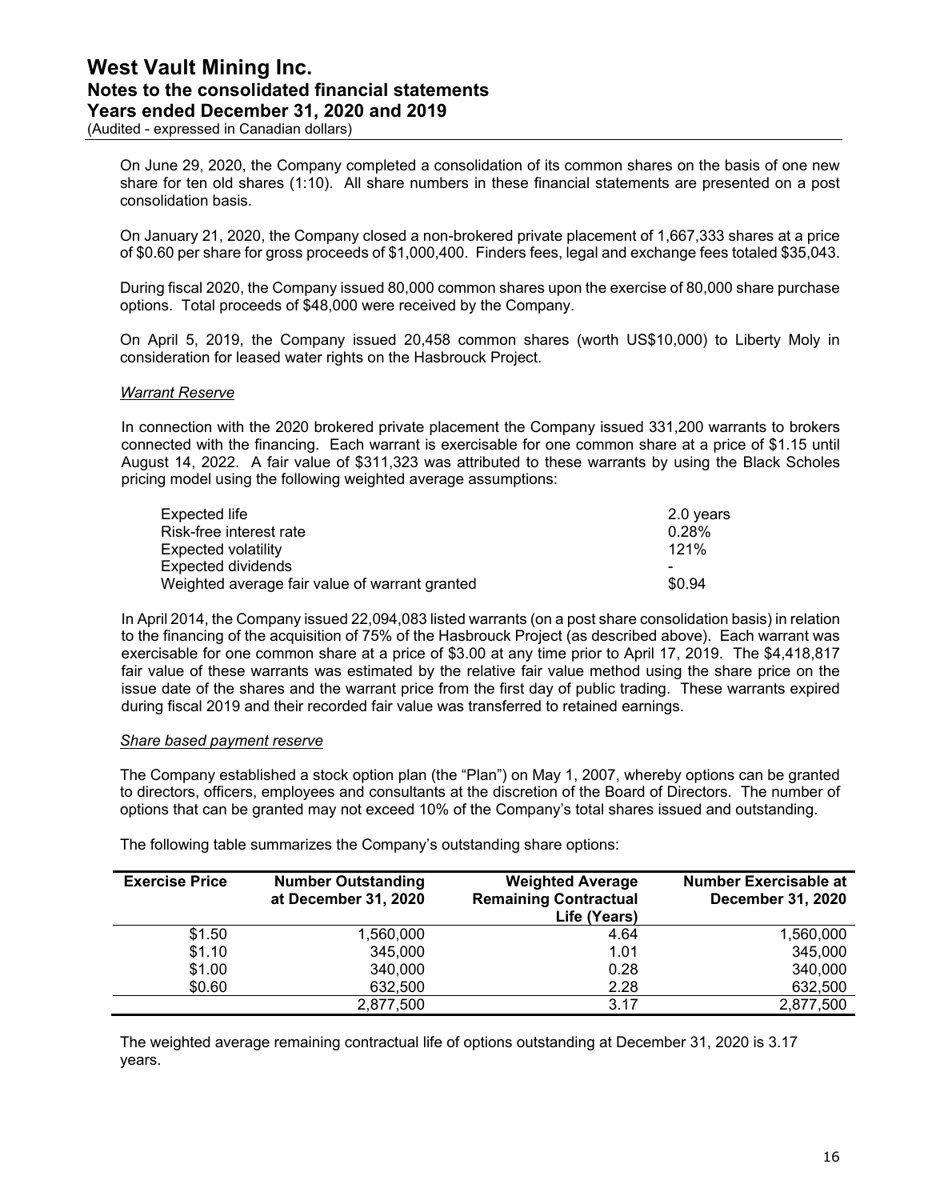On June 29, 2020, the Company completed a consolidation of its common shares on the basis of one new share for ten old shares (1:10). All share numbers in these financial statements are presented on a post consolidation basis.

On January 21, 2020, the Company closed a non-brokered private placement of 1,667,333 shares at a price of $0.60 per share for gross proceeds of $1,000,400. Finders fees, legal and exchange fees totaled $35,043.

During fiscal 2020, the Company issued 80,000 common shares upon the exercise of 80,000 share purchase options. Total proceeds of $48,000 were received by the Company.

On April 5, 2019, the Company issued 20,458 common shares (worth US$10,000) to Liberty Moly in consideration for leased water rights on the Hasbrouck Project.

*Warrant Reserve*

In connection with the 2020 brokered private placement the Company issued 331,200 warrants to brokers connected with the financing. Each warrant is exercisable for one common share at a price of $1.15 until August 14, 2022. A fair value of $311,323 was attributed to these warrants by using the Black Scholes pricing model using the following weighted average assumptions:

| | |
|---|---|
| Expected life | 2.0 years |
| Risk-free interest rate | 0.28% |
| Expected volatility | 121% |
| Expected dividends | - |
| Weighted average fair value of warrant granted | $0.94 |

In April 2014, the Company issued 22,094,083 listed warrants (on a post share consolidation basis) in relation to the financing of the acquisition of 75% of the Hasbrouck Project (as described above). Each warrant was exercisable for one common share at a price of $3.00 at any time prior to April 17, 2019. The $4,418,817 fair value of these warrants was estimated by the relative fair value method using the share price on the issue date of the shares and the warrant price from the first day of public trading. These warrants expired during fiscal 2019 and their recorded fair value was transferred to retained earnings.

*Share based payment reserve*

The Company established a stock option plan (the "Plan") on May 1, 2007, whereby options can be granted to directors, officers, employees and consultants at the discretion of the Board of Directors. The number of options that can be granted may not exceed 10% of the Company's total shares issued and outstanding.

The following table summarizes the Company's outstanding share options:

| Exercise Price | Number Outstanding at December 31, 2020 | Weighted Average Remaining Contractual Life (Years) | Number Exercisable at December 31, 2020 |
|---|---|---|---|
| $1.50 | 1,560,000 | 4.64 | 1,560,000 |
| $1.10 | 345,000 | 1.01 | 345,000 |
| $1.00 | 340,000 | 0.28 | 340,000 |
| $0.60 | 632,500 | 2.28 | 632,500 |
| | 2,877,500 | 3.17 | 2,877,500 |

The weighted average remaining contractual life of options outstanding at December 31, 2020 is 3.17 years.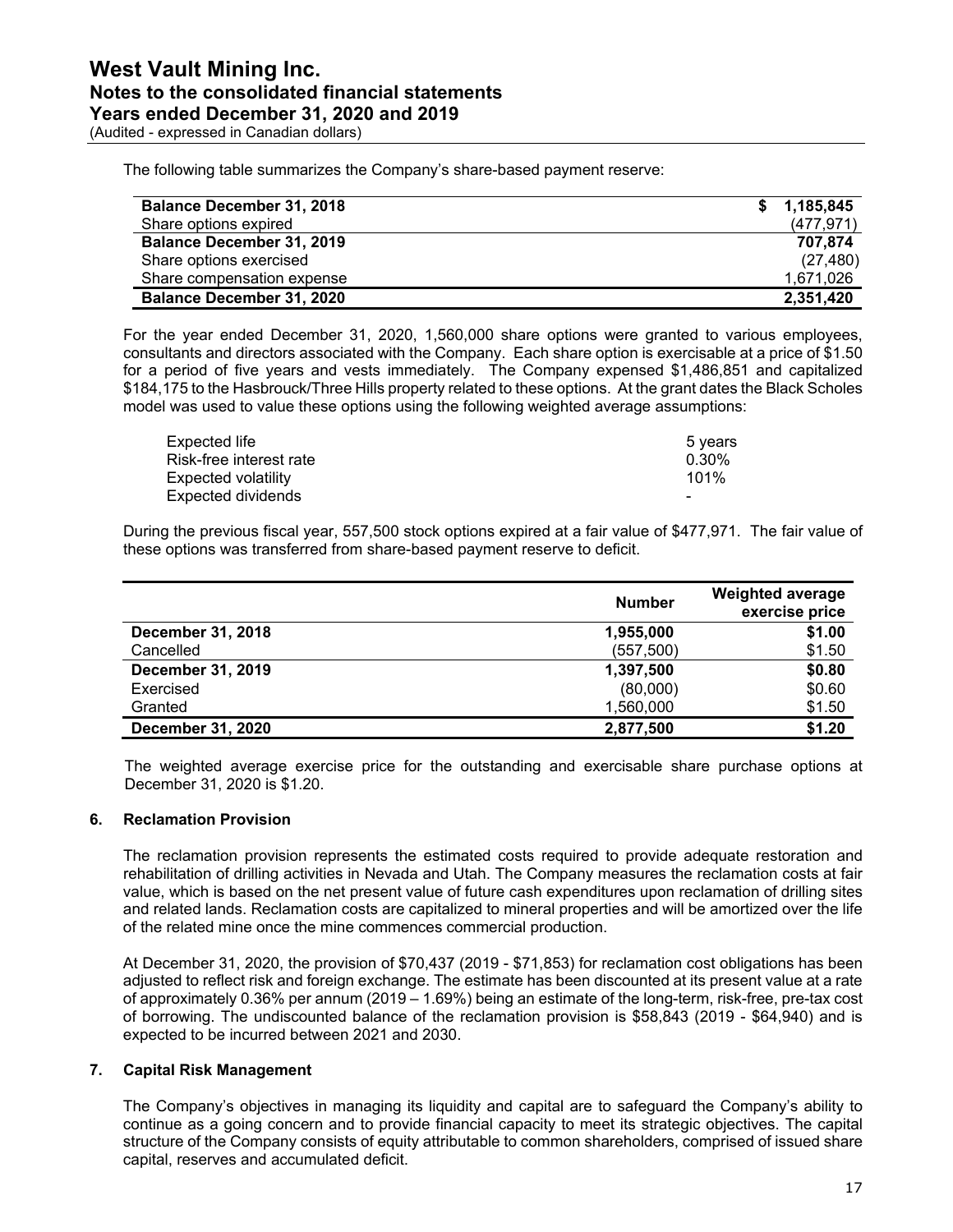The following table summarizes the Company's share-based payment reserve:

| | |
|---|---|
| **Balance December 31, 2018** | **$ 1,185,845** |
| Share options expired | (477,971) |
| **Balance December 31, 2019** | **707,874** |
| Share options exercised | (27,480) |
| Share compensation expense | 1,671,026 |
| **Balance December 31, 2020** | **2,351,420** |

For the year ended December 31, 2020, 1,560,000 share options were granted to various employees, consultants and directors associated with the Company. Each share option is exercisable at a price of $1.50 for a period of five years and vests immediately. The Company expensed $1,486,851 and capitalized $184,175 to the Hasbrouck/Three Hills property related to these options. At the grant dates the Black Scholes model was used to value these options using the following weighted average assumptions:

| | |
|---|---|
| Expected life | 5 years |
| Risk-free interest rate | 0.30% |
| Expected volatility | 101% |
| Expected dividends | - |

During the previous fiscal year, 557,500 stock options expired at a fair value of $477,971. The fair value of these options was transferred from share-based payment reserve to deficit.

| | Number | Weighted average exercise price |
|---|---|---|
| **December 31, 2018** | **1,955,000** | **$1.00** |
| Cancelled | (557,500) | $1.50 |
| **December 31, 2019** | **1,397,500** | **$0.80** |
| Exercised | (80,000) | $0.60 |
| Granted | 1,560,000 | $1.50 |
| **December 31, 2020** | **2,877,500** | **$1.20** |

The weighted average exercise price for the outstanding and exercisable share purchase options at December 31, 2020 is $1.20.

## 6. Reclamation Provision

The reclamation provision represents the estimated costs required to provide adequate restoration and rehabilitation of drilling activities in Nevada and Utah. The Company measures the reclamation costs at fair value, which is based on the net present value of future cash expenditures upon reclamation of drilling sites and related lands. Reclamation costs are capitalized to mineral properties and will be amortized over the life of the related mine once the mine commences commercial production.

At December 31, 2020, the provision of $70,437 (2019 - $71,853) for reclamation cost obligations has been adjusted to reflect risk and foreign exchange. The estimate has been discounted at its present value at a rate of approximately 0.36% per annum (2019 – 1.69%) being an estimate of the long-term, risk-free, pre-tax cost of borrowing. The undiscounted balance of the reclamation provision is $58,843 (2019 - $64,940) and is expected to be incurred between 2021 and 2030.

## 7. Capital Risk Management

The Company's objectives in managing its liquidity and capital are to safeguard the Company's ability to continue as a going concern and to provide financial capacity to meet its strategic objectives. The capital structure of the Company consists of equity attributable to common shareholders, comprised of issued share capital, reserves and accumulated deficit.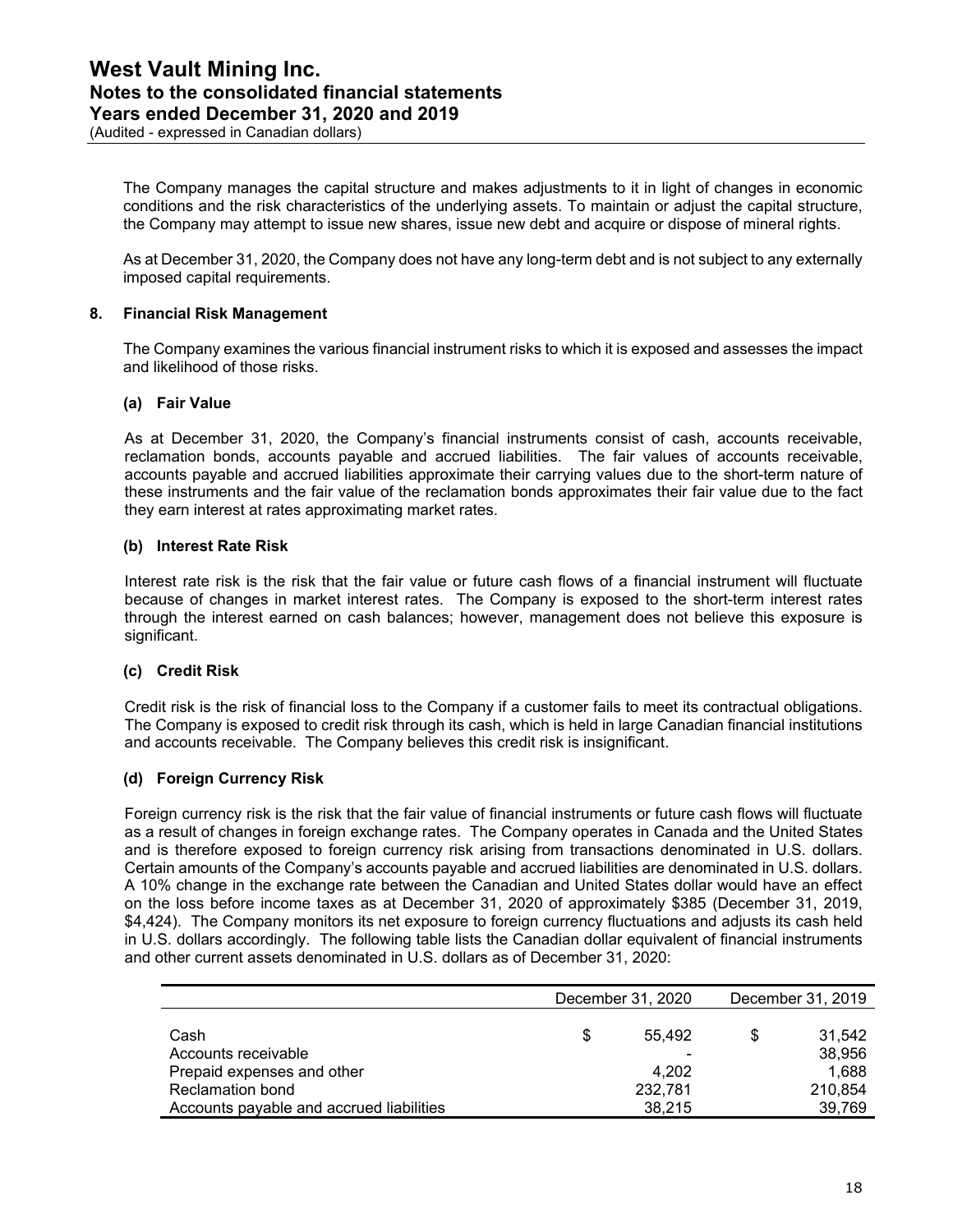The Company manages the capital structure and makes adjustments to it in light of changes in economic conditions and the risk characteristics of the underlying assets. To maintain or adjust the capital structure, the Company may attempt to issue new shares, issue new debt and acquire or dispose of mineral rights.

As at December 31, 2020, the Company does not have any long-term debt and is not subject to any externally imposed capital requirements.

## 8. Financial Risk Management

The Company examines the various financial instrument risks to which it is exposed and assesses the impact and likelihood of those risks.

### (a) Fair Value

As at December 31, 2020, the Company's financial instruments consist of cash, accounts receivable, reclamation bonds, accounts payable and accrued liabilities. The fair values of accounts receivable, accounts payable and accrued liabilities approximate their carrying values due to the short-term nature of these instruments and the fair value of the reclamation bonds approximates their fair value due to the fact they earn interest at rates approximating market rates.

### (b) Interest Rate Risk

Interest rate risk is the risk that the fair value or future cash flows of a financial instrument will fluctuate because of changes in market interest rates. The Company is exposed to the short-term interest rates through the interest earned on cash balances; however, management does not believe this exposure is significant.

### (c) Credit Risk

Credit risk is the risk of financial loss to the Company if a customer fails to meet its contractual obligations. The Company is exposed to credit risk through its cash, which is held in large Canadian financial institutions and accounts receivable. The Company believes this credit risk is insignificant.

### (d) Foreign Currency Risk

Foreign currency risk is the risk that the fair value of financial instruments or future cash flows will fluctuate as a result of changes in foreign exchange rates. The Company operates in Canada and the United States and is therefore exposed to foreign currency risk arising from transactions denominated in U.S. dollars. Certain amounts of the Company's accounts payable and accrued liabilities are denominated in U.S. dollars. A 10% change in the exchange rate between the Canadian and United States dollar would have an effect on the loss before income taxes as at December 31, 2020 of approximately $385 (December 31, 2019, $4,424). The Company monitors its net exposure to foreign currency fluctuations and adjusts its cash held in U.S. dollars accordingly. The following table lists the Canadian dollar equivalent of financial instruments and other current assets denominated in U.S. dollars as of December 31, 2020:

| | December 31, 2020 | December 31, 2019 |
|---|---|---|
| Cash | $ 55,492 | $ 31,542 |
| Accounts receivable | - | 38,956 |
| Prepaid expenses and other | 4,202 | 1,688 |
| Reclamation bond | 232,781 | 210,854 |
| Accounts payable and accrued liabilities | 38,215 | 39,769 |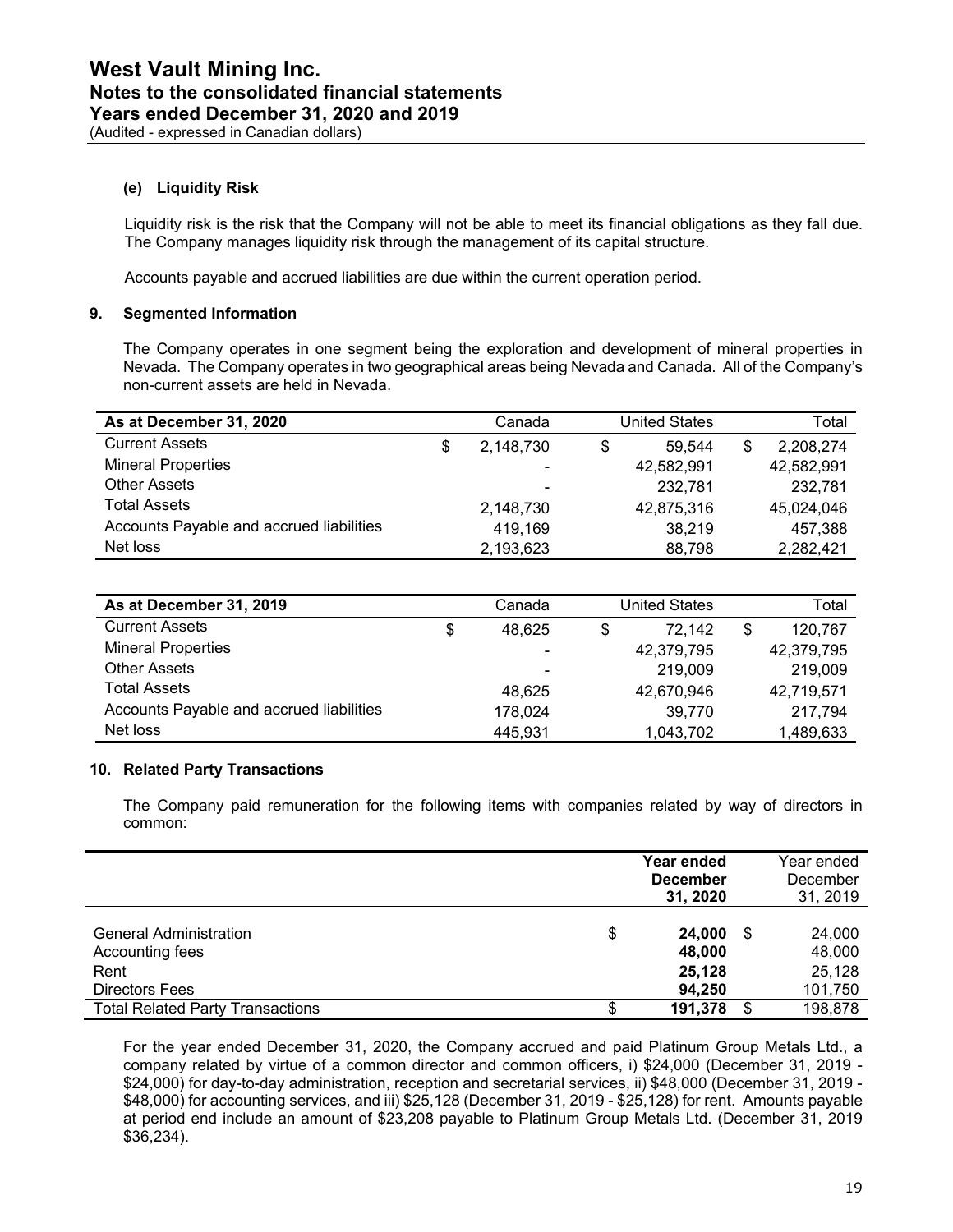### (e) Liquidity Risk

Liquidity risk is the risk that the Company will not be able to meet its financial obligations as they fall due. The Company manages liquidity risk through the management of its capital structure.

Accounts payable and accrued liabilities are due within the current operation period.

## 9. Segmented Information

The Company operates in one segment being the exploration and development of mineral properties in Nevada. The Company operates in two geographical areas being Nevada and Canada. All of the Company's non-current assets are held in Nevada.

| As at December 31, 2020 | Canada | United States | Total |
|---|---|---|---|
| Current Assets | $ 2,148,730 | $ 59,544 | $ 2,208,274 |
| Mineral Properties | - | 42,582,991 | 42,582,991 |
| Other Assets | - | 232,781 | 232,781 |
| Total Assets | 2,148,730 | 42,875,316 | 45,024,046 |
| Accounts Payable and accrued liabilities | 419,169 | 38,219 | 457,388 |
| Net loss | 2,193,623 | 88,798 | 2,282,421 |

| As at December 31, 2019 | Canada | United States | Total |
|---|---|---|---|
| Current Assets | $ 48,625 | $ 72,142 | $ 120,767 |
| Mineral Properties | - | 42,379,795 | 42,379,795 |
| Other Assets | - | 219,009 | 219,009 |
| Total Assets | 48,625 | 42,670,946 | 42,719,571 |
| Accounts Payable and accrued liabilities | 178,024 | 39,770 | 217,794 |
| Net loss | 445,931 | 1,043,702 | 1,489,633 |

## 10. Related Party Transactions

The Company paid remuneration for the following items with companies related by way of directors in common:

| | **Year ended December 31, 2020** | Year ended December 31, 2019 |
|---|---|---|
| General Administration | $ **24,000** | $ 24,000 |
| Accounting fees | **48,000** | 48,000 |
| Rent | **25,128** | 25,128 |
| Directors Fees | **94,250** | 101,750 |
| Total Related Party Transactions | $ **191,378** | $ 198,878 |

For the year ended December 31, 2020, the Company accrued and paid Platinum Group Metals Ltd., a company related by virtue of a common director and common officers, i) $24,000 (December 31, 2019 - $24,000) for day-to-day administration, reception and secretarial services, ii) $48,000 (December 31, 2019 - $48,000) for accounting services, and iii) $25,128 (December 31, 2019 - $25,128) for rent. Amounts payable at period end include an amount of $23,208 payable to Platinum Group Metals Ltd. (December 31, 2019 $36,234).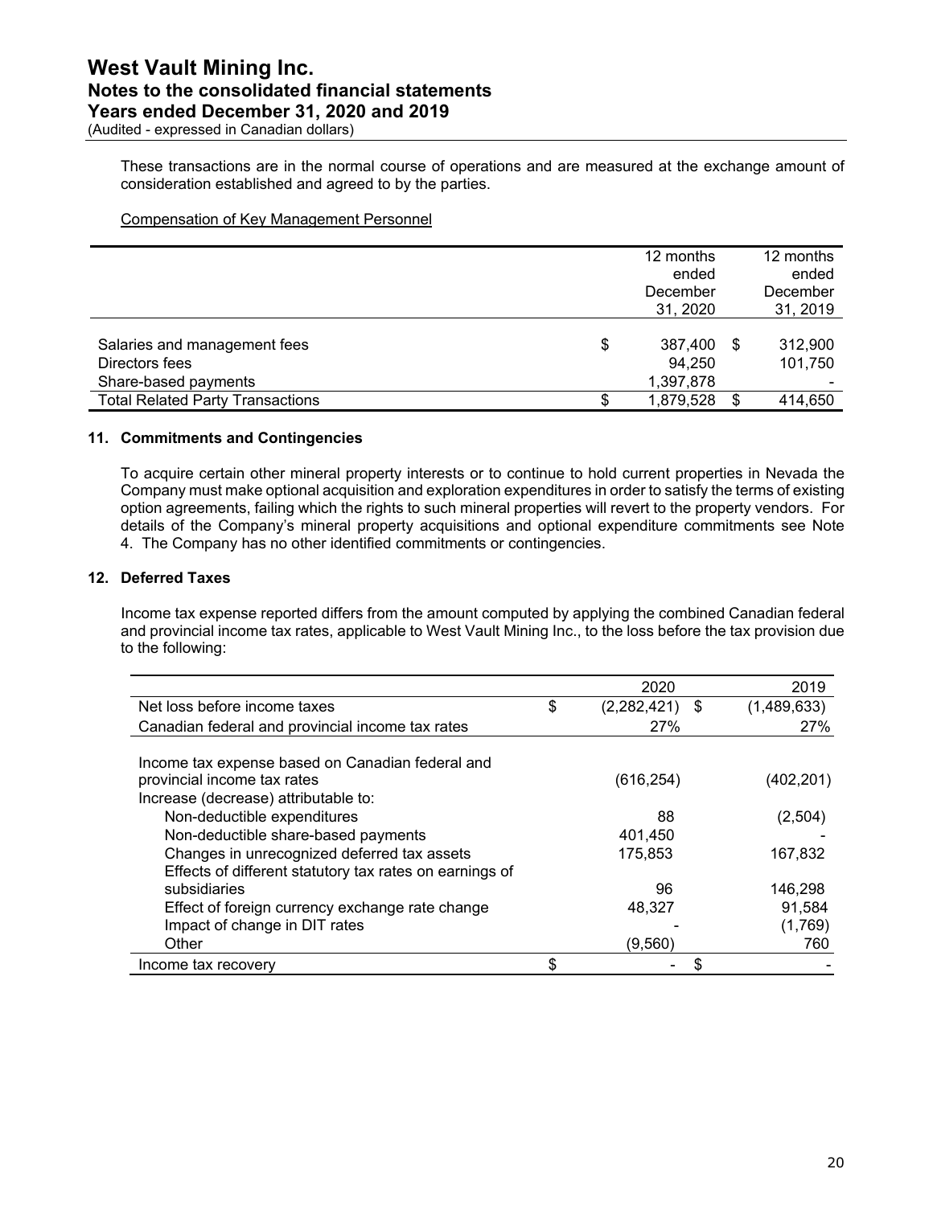These transactions are in the normal course of operations and are measured at the exchange amount of consideration established and agreed to by the parties.

Compensation of Key Management Personnel

| | 12 months ended December 31, 2020 | 12 months ended December 31, 2019 |
|---|---|---|
| Salaries and management fees | $ 387,400 | $ 312,900 |
| Directors fees | 94,250 | 101,750 |
| Share-based payments | 1,397,878 | - |
| Total Related Party Transactions | $ 1,879,528 | $ 414,650 |

## 11. Commitments and Contingencies

To acquire certain other mineral property interests or to continue to hold current properties in Nevada the Company must make optional acquisition and exploration expenditures in order to satisfy the terms of existing option agreements, failing which the rights to such mineral properties will revert to the property vendors. For details of the Company's mineral property acquisitions and optional expenditure commitments see Note 4. The Company has no other identified commitments or contingencies.

## 12. Deferred Taxes

Income tax expense reported differs from the amount computed by applying the combined Canadian federal and provincial income tax rates, applicable to West Vault Mining Inc., to the loss before the tax provision due to the following:

| | 2020 | 2019 |
|---|---|---|
| Net loss before income taxes | $ (2,282,421) | $ (1,489,633) |
| Canadian federal and provincial income tax rates | 27% | 27% |
| Income tax expense based on Canadian federal and provincial income tax rates | (616,254) | (402,201) |
| Increase (decrease) attributable to: | | |
| Non-deductible expenditures | 88 | (2,504) |
| Non-deductible share-based payments | 401,450 | - |
| Changes in unrecognized deferred tax assets | 175,853 | 167,832 |
| Effects of different statutory tax rates on earnings of subsidiaries | 96 | 146,298 |
| Effect of foreign currency exchange rate change | 48,327 | 91,584 |
| Impact of change in DIT rates | - | (1,769) |
| Other | (9,560) | 760 |
| Income tax recovery | $ - | $ - |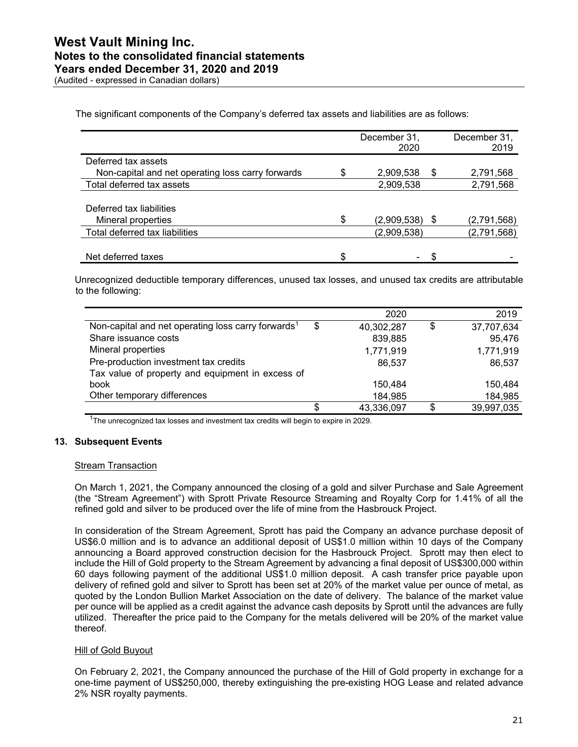The significant components of the Company's deferred tax assets and liabilities are as follows:

| | December 31, 2020 | December 31, 2019 |
|---|---|---|
| Deferred tax assets | | |
| Non-capital and net operating loss carry forwards | $ 2,909,538 | $ 2,791,568 |
| Total deferred tax assets | 2,909,538 | 2,791,568 |
| Deferred tax liabilities | | |
| Mineral properties | $ (2,909,538) | $ (2,791,568) |
| Total deferred tax liabilities | (2,909,538) | (2,791,568) |
| Net deferred taxes | $ - | $ - |

Unrecognized deductible temporary differences, unused tax losses, and unused tax credits are attributable to the following:

| | 2020 | 2019 |
|---|---|---|
| Non-capital and net operating loss carry forwards[1] | $ 40,302,287 | $ 37,707,634 |
| Share issuance costs | 839,885 | 95,476 |
| Mineral properties | 1,771,919 | 1,771,919 |
| Pre-production investment tax credits | 86,537 | 86,537 |
| Tax value of property and equipment in excess of book | 150,484 | 150,484 |
| Other temporary differences | 184,985 | 184,985 |
| | $ 43,336,097 | $ 39,997,035 |

[1]The unrecognized tax losses and investment tax credits will begin to expire in 2029.

## 13. Subsequent Events

Stream Transaction

On March 1, 2021, the Company announced the closing of a gold and silver Purchase and Sale Agreement (the "Stream Agreement") with Sprott Private Resource Streaming and Royalty Corp for 1.41% of all the refined gold and silver to be produced over the life of mine from the Hasbrouck Project.

In consideration of the Stream Agreement, Sprott has paid the Company an advance purchase deposit of US$6.0 million and is to advance an additional deposit of US$1.0 million within 10 days of the Company announcing a Board approved construction decision for the Hasbrouck Project. Sprott may then elect to include the Hill of Gold property to the Stream Agreement by advancing a final deposit of US$300,000 within 60 days following payment of the additional US$1.0 million deposit. A cash transfer price payable upon delivery of refined gold and silver to Sprott has been set at 20% of the market value per ounce of metal, as quoted by the London Bullion Market Association on the date of delivery. The balance of the market value per ounce will be applied as a credit against the advance cash deposits by Sprott until the advances are fully utilized. Thereafter the price paid to the Company for the metals delivered will be 20% of the market value thereof.

Hill of Gold Buyout

On February 2, 2021, the Company announced the purchase of the Hill of Gold property in exchange for a one-time payment of US$250,000, thereby extinguishing the pre-existing HOG Lease and related advance 2% NSR royalty payments.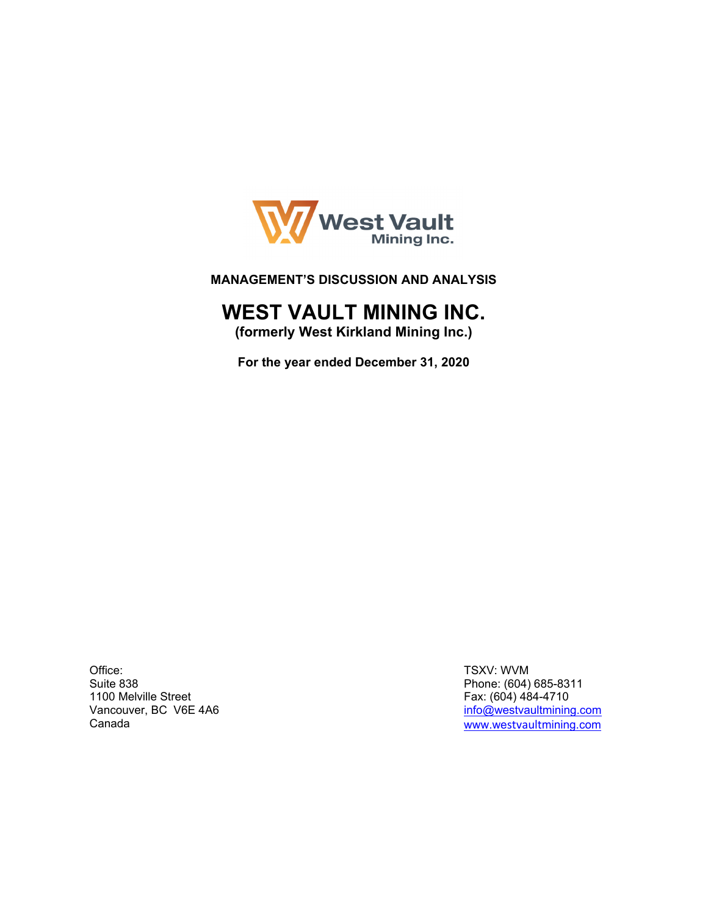**MANAGEMENT'S DISCUSSION AND ANALYSIS**

# WEST VAULT MINING INC.

**(formerly West Kirkland Mining Inc.)**

**For the year ended December 31, 2020**

Office:
Suite 838
1100 Melville Street
Vancouver, BC V6E 4A6
Canada

TSXV: WVM
Phone: (604) 685-8311
Fax: (604) 484-4710
info@westvaultmining.com
www.westvaultmining.com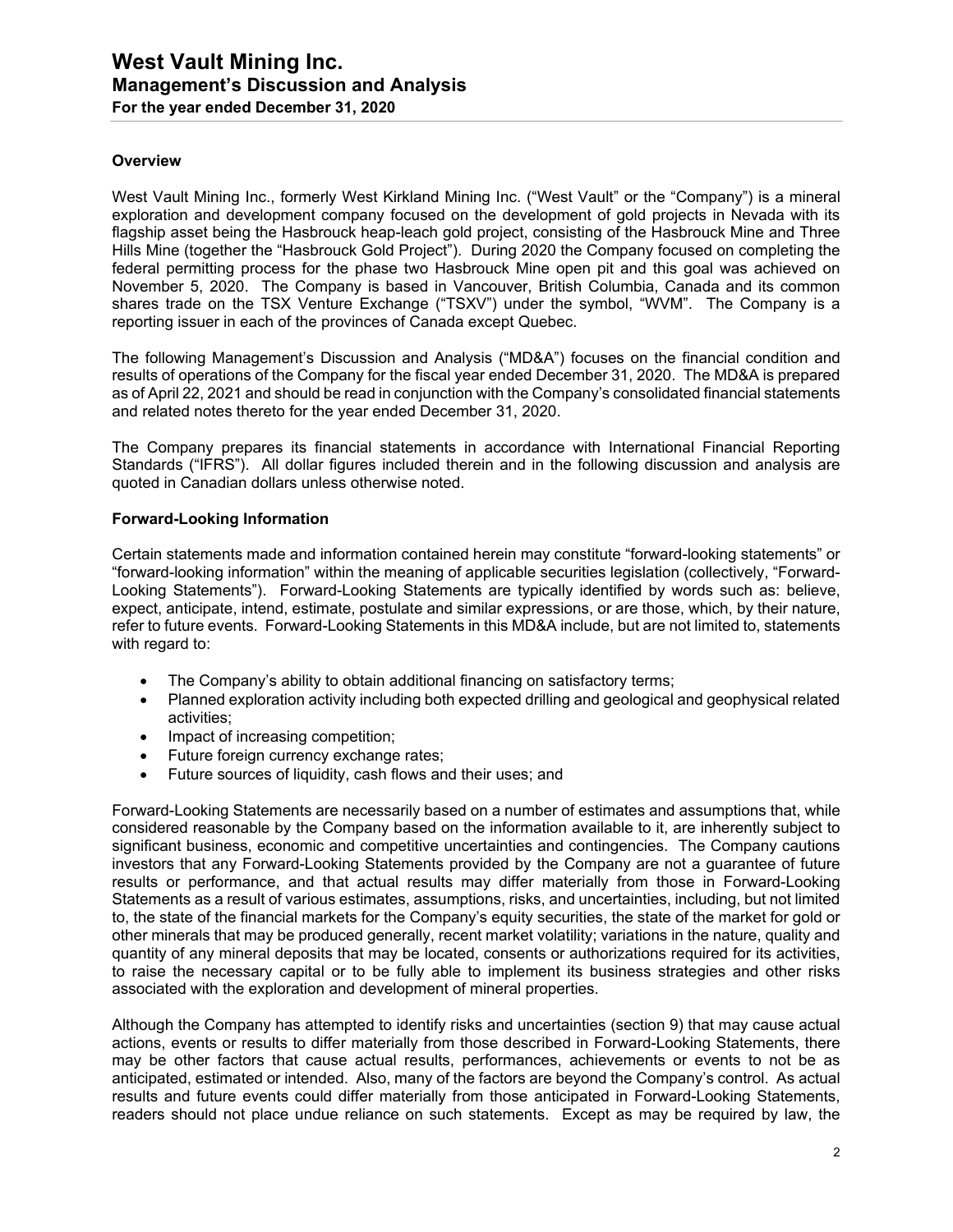## Overview

West Vault Mining Inc., formerly West Kirkland Mining Inc. ("West Vault" or the "Company") is a mineral exploration and development company focused on the development of gold projects in Nevada with its flagship asset being the Hasbrouck heap-leach gold project, consisting of the Hasbrouck Mine and Three Hills Mine (together the "Hasbrouck Gold Project"). During 2020 the Company focused on completing the federal permitting process for the phase two Hasbrouck Mine open pit and this goal was achieved on November 5, 2020. The Company is based in Vancouver, British Columbia, Canada and its common shares trade on the TSX Venture Exchange ("TSXV") under the symbol, "WVM". The Company is a reporting issuer in each of the provinces of Canada except Quebec.

The following Management's Discussion and Analysis ("MD&A") focuses on the financial condition and results of operations of the Company for the fiscal year ended December 31, 2020. The MD&A is prepared as of April 22, 2021 and should be read in conjunction with the Company's consolidated financial statements and related notes thereto for the year ended December 31, 2020.

The Company prepares its financial statements in accordance with International Financial Reporting Standards ("IFRS"). All dollar figures included therein and in the following discussion and analysis are quoted in Canadian dollars unless otherwise noted.

## Forward-Looking Information

Certain statements made and information contained herein may constitute "forward-looking statements" or "forward-looking information" within the meaning of applicable securities legislation (collectively, "Forward-Looking Statements"). Forward-Looking Statements are typically identified by words such as: believe, expect, anticipate, intend, estimate, postulate and similar expressions, or are those, which, by their nature, refer to future events. Forward-Looking Statements in this MD&A include, but are not limited to, statements with regard to:

- The Company's ability to obtain additional financing on satisfactory terms;
- Planned exploration activity including both expected drilling and geological and geophysical related activities;
- Impact of increasing competition;
- Future foreign currency exchange rates;
- Future sources of liquidity, cash flows and their uses; and

Forward-Looking Statements are necessarily based on a number of estimates and assumptions that, while considered reasonable by the Company based on the information available to it, are inherently subject to significant business, economic and competitive uncertainties and contingencies. The Company cautions investors that any Forward-Looking Statements provided by the Company are not a guarantee of future results or performance, and that actual results may differ materially from those in Forward-Looking Statements as a result of various estimates, assumptions, risks, and uncertainties, including, but not limited to, the state of the financial markets for the Company's equity securities, the state of the market for gold or other minerals that may be produced generally, recent market volatility; variations in the nature, quality and quantity of any mineral deposits that may be located, consents or authorizations required for its activities, to raise the necessary capital or to be fully able to implement its business strategies and other risks associated with the exploration and development of mineral properties.

Although the Company has attempted to identify risks and uncertainties (section 9) that may cause actual actions, events or results to differ materially from those described in Forward-Looking Statements, there may be other factors that cause actual results, performances, achievements or events to not be as anticipated, estimated or intended. Also, many of the factors are beyond the Company's control. As actual results and future events could differ materially from those anticipated in Forward-Looking Statements, readers should not place undue reliance on such statements. Except as may be required by law, the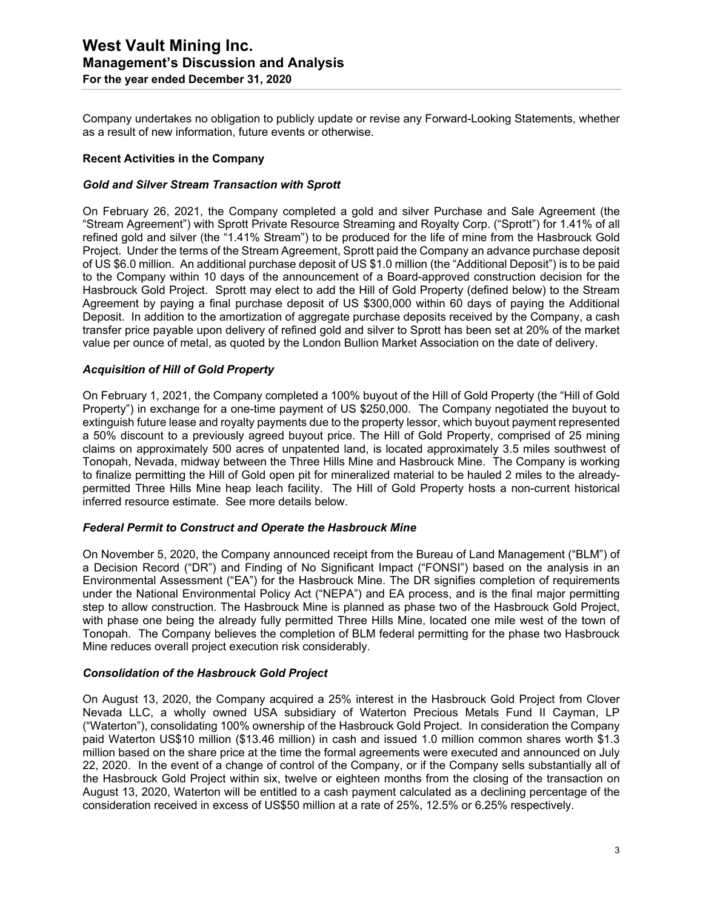Company undertakes no obligation to publicly update or revise any Forward-Looking Statements, whether as a result of new information, future events or otherwise.

**Recent Activities in the Company**

***Gold and Silver Stream Transaction with Sprott***

On February 26, 2021, the Company completed a gold and silver Purchase and Sale Agreement (the "Stream Agreement") with Sprott Private Resource Streaming and Royalty Corp. ("Sprott") for 1.41% of all refined gold and silver (the "1.41% Stream") to be produced for the life of mine from the Hasbrouck Gold Project. Under the terms of the Stream Agreement, Sprott paid the Company an advance purchase deposit of US $6.0 million. An additional purchase deposit of US $1.0 million (the "Additional Deposit") is to be paid to the Company within 10 days of the announcement of a Board-approved construction decision for the Hasbrouck Gold Project. Sprott may elect to add the Hill of Gold Property (defined below) to the Stream Agreement by paying a final purchase deposit of US $300,000 within 60 days of paying the Additional Deposit. In addition to the amortization of aggregate purchase deposits received by the Company, a cash transfer price payable upon delivery of refined gold and silver to Sprott has been set at 20% of the market value per ounce of metal, as quoted by the London Bullion Market Association on the date of delivery.

***Acquisition of Hill of Gold Property***

On February 1, 2021, the Company completed a 100% buyout of the Hill of Gold Property (the "Hill of Gold Property") in exchange for a one-time payment of US $250,000. The Company negotiated the buyout to extinguish future lease and royalty payments due to the property lessor, which buyout payment represented a 50% discount to a previously agreed buyout price. The Hill of Gold Property, comprised of 25 mining claims on approximately 500 acres of unpatented land, is located approximately 3.5 miles southwest of Tonopah, Nevada, midway between the Three Hills Mine and Hasbrouck Mine. The Company is working to finalize permitting the Hill of Gold open pit for mineralized material to be hauled 2 miles to the already-permitted Three Hills Mine heap leach facility. The Hill of Gold Property hosts a non-current historical inferred resource estimate. See more details below.

***Federal Permit to Construct and Operate the Hasbrouck Mine***

On November 5, 2020, the Company announced receipt from the Bureau of Land Management ("BLM") of a Decision Record ("DR") and Finding of No Significant Impact ("FONSI") based on the analysis in an Environmental Assessment ("EA") for the Hasbrouck Mine. The DR signifies completion of requirements under the National Environmental Policy Act ("NEPA") and EA process, and is the final major permitting step to allow construction. The Hasbrouck Mine is planned as phase two of the Hasbrouck Gold Project, with phase one being the already fully permitted Three Hills Mine, located one mile west of the town of Tonopah. The Company believes the completion of BLM federal permitting for the phase two Hasbrouck Mine reduces overall project execution risk considerably.

***Consolidation of the Hasbrouck Gold Project***

On August 13, 2020, the Company acquired a 25% interest in the Hasbrouck Gold Project from Clover Nevada LLC, a wholly owned USA subsidiary of Waterton Precious Metals Fund II Cayman, LP ("Waterton"), consolidating 100% ownership of the Hasbrouck Gold Project. In consideration the Company paid Waterton US$10 million ($13.46 million) in cash and issued 1.0 million common shares worth $1.3 million based on the share price at the time the formal agreements were executed and announced on July 22, 2020. In the event of a change of control of the Company, or if the Company sells substantially all of the Hasbrouck Gold Project within six, twelve or eighteen months from the closing of the transaction on August 13, 2020, Waterton will be entitled to a cash payment calculated as a declining percentage of the consideration received in excess of US$50 million at a rate of 25%, 12.5% or 6.25% respectively.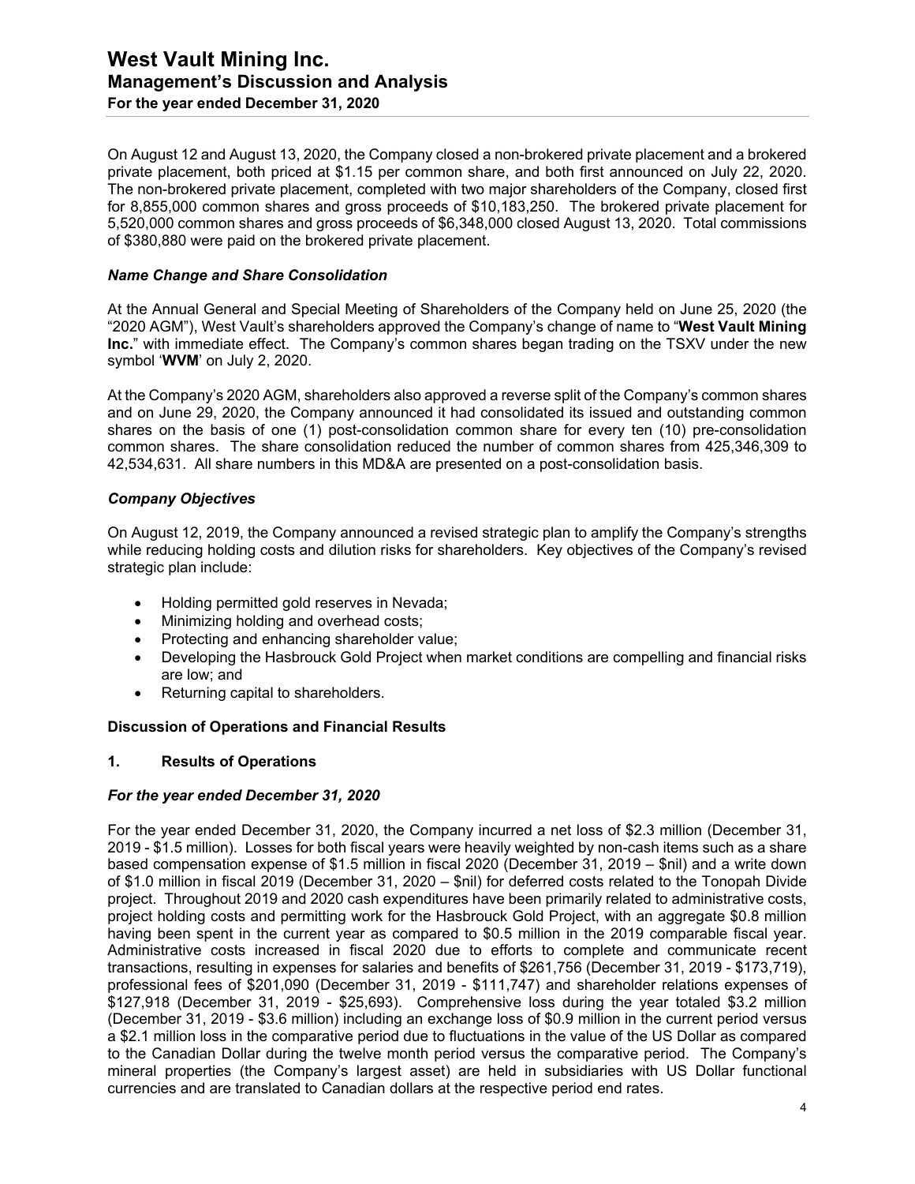On August 12 and August 13, 2020, the Company closed a non-brokered private placement and a brokered private placement, both priced at $1.15 per common share, and both first announced on July 22, 2020. The non-brokered private placement, completed with two major shareholders of the Company, closed first for 8,855,000 common shares and gross proceeds of $10,183,250. The brokered private placement for 5,520,000 common shares and gross proceeds of $6,348,000 closed August 13, 2020. Total commissions of $380,880 were paid on the brokered private placement.

### *Name Change and Share Consolidation*

At the Annual General and Special Meeting of Shareholders of the Company held on June 25, 2020 (the "2020 AGM"), West Vault's shareholders approved the Company's change of name to "**West Vault Mining Inc.**" with immediate effect. The Company's common shares began trading on the TSXV under the new symbol '**WVM**' on July 2, 2020.

At the Company's 2020 AGM, shareholders also approved a reverse split of the Company's common shares and on June 29, 2020, the Company announced it had consolidated its issued and outstanding common shares on the basis of one (1) post-consolidation common share for every ten (10) pre-consolidation common shares. The share consolidation reduced the number of common shares from 425,346,309 to 42,534,631. All share numbers in this MD&A are presented on a post-consolidation basis.

### *Company Objectives*

On August 12, 2019, the Company announced a revised strategic plan to amplify the Company's strengths while reducing holding costs and dilution risks for shareholders. Key objectives of the Company's revised strategic plan include:

- Holding permitted gold reserves in Nevada;
- Minimizing holding and overhead costs;
- Protecting and enhancing shareholder value;
- Developing the Hasbrouck Gold Project when market conditions are compelling and financial risks are low; and
- Returning capital to shareholders.

## Discussion of Operations and Financial Results

### 1. Results of Operations

### *For the year ended December 31, 2020*

For the year ended December 31, 2020, the Company incurred a net loss of $2.3 million (December 31, 2019 - $1.5 million). Losses for both fiscal years were heavily weighted by non-cash items such as a share based compensation expense of $1.5 million in fiscal 2020 (December 31, 2019 – $nil) and a write down of $1.0 million in fiscal 2019 (December 31, 2020 – $nil) for deferred costs related to the Tonopah Divide project. Throughout 2019 and 2020 cash expenditures have been primarily related to administrative costs, project holding costs and permitting work for the Hasbrouck Gold Project, with an aggregate $0.8 million having been spent in the current year as compared to $0.5 million in the 2019 comparable fiscal year. Administrative costs increased in fiscal 2020 due to efforts to complete and communicate recent transactions, resulting in expenses for salaries and benefits of $261,756 (December 31, 2019 - $173,719), professional fees of $201,090 (December 31, 2019 - $111,747) and shareholder relations expenses of $127,918 (December 31, 2019 - $25,693). Comprehensive loss during the year totaled $3.2 million (December 31, 2019 - $3.6 million) including an exchange loss of $0.9 million in the current period versus a $2.1 million loss in the comparative period due to fluctuations in the value of the US Dollar as compared to the Canadian Dollar during the twelve month period versus the comparative period. The Company's mineral properties (the Company's largest asset) are held in subsidiaries with US Dollar functional currencies and are translated to Canadian dollars at the respective period end rates.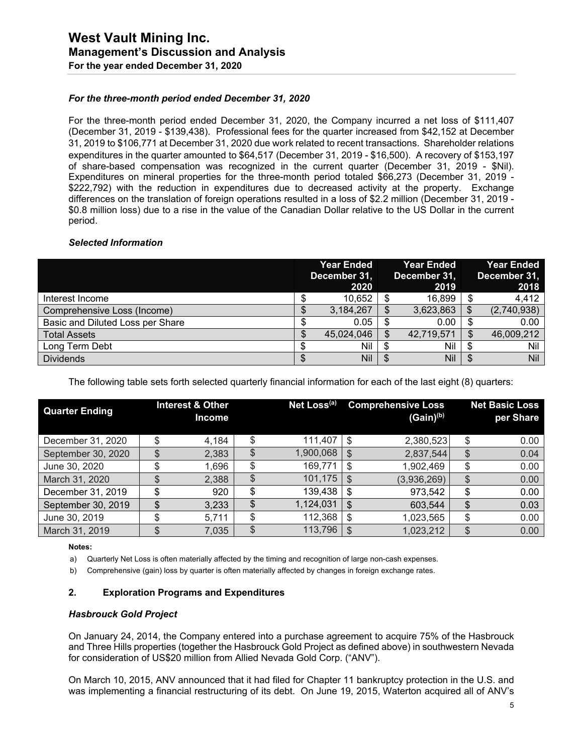*For the three-month period ended December 31, 2020*

For the three-month period ended December 31, 2020, the Company incurred a net loss of $111,407 (December 31, 2019 - $139,438). Professional fees for the quarter increased from $42,152 at December 31, 2019 to $106,771 at December 31, 2020 due work related to recent transactions. Shareholder relations expenditures in the quarter amounted to $64,517 (December 31, 2019 - $16,500). A recovery of $153,197 of share-based compensation was recognized in the current quarter (December 31, 2019 - $Nil). Expenditures on mineral properties for the three-month period totaled $66,273 (December 31, 2019 - $222,792) with the reduction in expenditures due to decreased activity at the property. Exchange differences on the translation of foreign operations resulted in a loss of $2.2 million (December 31, 2019 - $0.8 million loss) due to a rise in the value of the Canadian Dollar relative to the US Dollar in the current period.

*Selected Information*

| | Year Ended December 31, 2020 | Year Ended December 31, 2019 | Year Ended December 31, 2018 |
|---|---|---|---|
| Interest Income | $ 10,652 | $ 16,899 | $ 4,412 |
| Comprehensive Loss (Income) | $ 3,184,267 | $ 3,623,863 | $ (2,740,938) |
| Basic and Diluted Loss per Share | $ 0.05 | $ 0.00 | $ 0.00 |
| Total Assets | $ 45,024,046 | $ 42,719,571 | $ 46,009,212 |
| Long Term Debt | $ Nil | $ Nil | $ Nil |
| Dividends | $ Nil | $ Nil | $ Nil |

The following table sets forth selected quarterly financial information for each of the last eight (8) quarters:

| Quarter Ending | Interest & Other Income | Net Loss[(a)] | Comprehensive Loss (Gain)[(b)] | Net Basic Loss per Share |
|---|---|---|---|---|
| December 31, 2020 | $ 4,184 | $ 111,407 | $ 2,380,523 | $ 0.00 |
| September 30, 2020 | $ 2,383 | $ 1,900,068 | $ 2,837,544 | $ 0.04 |
| June 30, 2020 | $ 1,696 | $ 169,771 | $ 1,902,469 | $ 0.00 |
| March 31, 2020 | $ 2,388 | $ 101,175 | $ (3,936,269) | $ 0.00 |
| December 31, 2019 | $ 920 | $ 139,438 | $ 973,542 | $ 0.00 |
| September 30, 2019 | $ 3,233 | $ 1,124,031 | $ 603,544 | $ 0.03 |
| June 30, 2019 | $ 5,711 | $ 112,368 | $ 1,023,565 | $ 0.00 |
| March 31, 2019 | $ 7,035 | $ 113,796 | $ 1,023,212 | $ 0.00 |

**Notes:**

a) Quarterly Net Loss is often materially affected by the timing and recognition of large non-cash expenses.

b) Comprehensive (gain) loss by quarter is often materially affected by changes in foreign exchange rates.

## 2. Exploration Programs and Expenditures

*Hasbrouck Gold Project*

On January 24, 2014, the Company entered into a purchase agreement to acquire 75% of the Hasbrouck and Three Hills properties (together the Hasbrouck Gold Project as defined above) in southwestern Nevada for consideration of US$20 million from Allied Nevada Gold Corp. ("ANV").

On March 10, 2015, ANV announced that it had filed for Chapter 11 bankruptcy protection in the U.S. and was implementing a financial restructuring of its debt. On June 19, 2015, Waterton acquired all of ANV's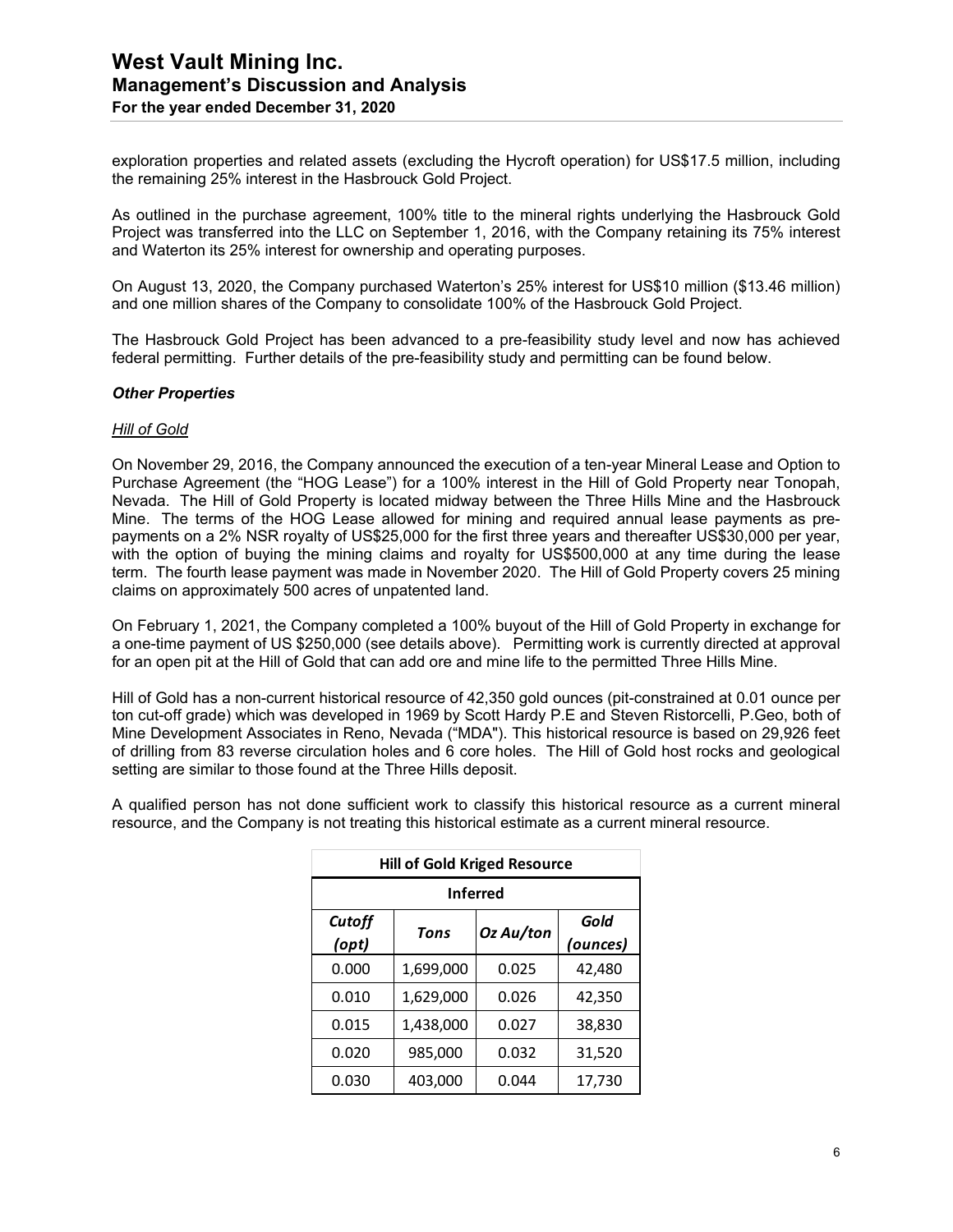exploration properties and related assets (excluding the Hycroft operation) for US$17.5 million, including the remaining 25% interest in the Hasbrouck Gold Project.

As outlined in the purchase agreement, 100% title to the mineral rights underlying the Hasbrouck Gold Project was transferred into the LLC on September 1, 2016, with the Company retaining its 75% interest and Waterton its 25% interest for ownership and operating purposes.

On August 13, 2020, the Company purchased Waterton's 25% interest for US$10 million ($13.46 million) and one million shares of the Company to consolidate 100% of the Hasbrouck Gold Project.

The Hasbrouck Gold Project has been advanced to a pre-feasibility study level and now has achieved federal permitting. Further details of the pre-feasibility study and permitting can be found below.

### *Other Properties*

#### Hill of Gold

On November 29, 2016, the Company announced the execution of a ten-year Mineral Lease and Option to Purchase Agreement (the "HOG Lease") for a 100% interest in the Hill of Gold Property near Tonopah, Nevada. The Hill of Gold Property is located midway between the Three Hills Mine and the Hasbrouck Mine. The terms of the HOG Lease allowed for mining and required annual lease payments as pre-payments on a 2% NSR royalty of US$25,000 for the first three years and thereafter US$30,000 per year, with the option of buying the mining claims and royalty for US$500,000 at any time during the lease term. The fourth lease payment was made in November 2020. The Hill of Gold Property covers 25 mining claims on approximately 500 acres of unpatented land.

On February 1, 2021, the Company completed a 100% buyout of the Hill of Gold Property in exchange for a one-time payment of US $250,000 (see details above). Permitting work is currently directed at approval for an open pit at the Hill of Gold that can add ore and mine life to the permitted Three Hills Mine.

Hill of Gold has a non-current historical resource of 42,350 gold ounces (pit-constrained at 0.01 ounce per ton cut-off grade) which was developed in 1969 by Scott Hardy P.E and Steven Ristorcelli, P.Geo, both of Mine Development Associates in Reno, Nevada ("MDA"). This historical resource is based on 29,926 feet of drilling from 83 reverse circulation holes and 6 core holes. The Hill of Gold host rocks and geological setting are similar to those found at the Three Hills deposit.

A qualified person has not done sufficient work to classify this historical resource as a current mineral resource, and the Company is not treating this historical estimate as a current mineral resource.

| Hill of Gold Kriged Resource | | | |
|---|---|---|---|
| Inferred | | | |
| *Cutoff (opt)* | *Tons* | *Oz Au/ton* | *Gold (ounces)* |
| 0.000 | 1,699,000 | 0.025 | 42,480 |
| 0.010 | 1,629,000 | 0.026 | 42,350 |
| 0.015 | 1,438,000 | 0.027 | 38,830 |
| 0.020 | 985,000 | 0.032 | 31,520 |
| 0.030 | 403,000 | 0.044 | 17,730 |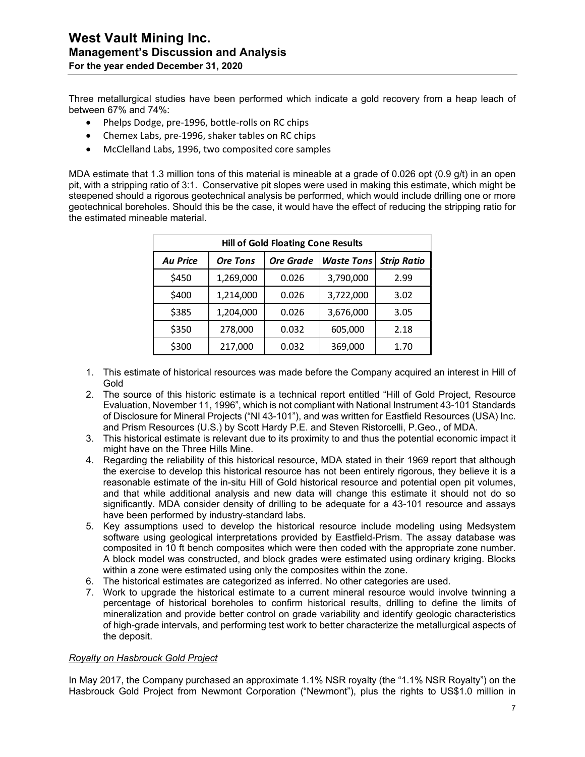Three metallurgical studies have been performed which indicate a gold recovery from a heap leach of between 67% and 74%:

- Phelps Dodge, pre-1996, bottle-rolls on RC chips
- Chemex Labs, pre-1996, shaker tables on RC chips
- McClelland Labs, 1996, two composited core samples

MDA estimate that 1.3 million tons of this material is mineable at a grade of 0.026 opt (0.9 g/t) in an open pit, with a stripping ratio of 3:1. Conservative pit slopes were used in making this estimate, which might be steepened should a rigorous geotechnical analysis be performed, which would include drilling one or more geotechnical boreholes. Should this be the case, it would have the effect of reducing the stripping ratio for the estimated mineable material.

| Hill of Gold Floating Cone Results | | | | |
|---|---|---|---|---|
| *Au Price* | *Ore Tons* | *Ore Grade* | *Waste Tons* | *Strip Ratio* |
| $450 | 1,269,000 | 0.026 | 3,790,000 | 2.99 |
| $400 | 1,214,000 | 0.026 | 3,722,000 | 3.02 |
| $385 | 1,204,000 | 0.026 | 3,676,000 | 3.05 |
| $350 | 278,000 | 0.032 | 605,000 | 2.18 |
| $300 | 217,000 | 0.032 | 369,000 | 1.70 |

1. This estimate of historical resources was made before the Company acquired an interest in Hill of Gold
2. The source of this historic estimate is a technical report entitled "Hill of Gold Project, Resource Evaluation, November 11, 1996", which is not compliant with National Instrument 43-101 Standards of Disclosure for Mineral Projects ("NI 43-101"), and was written for Eastfield Resources (USA) Inc. and Prism Resources (U.S.) by Scott Hardy P.E. and Steven Ristorcelli, P.Geo., of MDA.
3. This historical estimate is relevant due to its proximity to and thus the potential economic impact it might have on the Three Hills Mine.
4. Regarding the reliability of this historical resource, MDA stated in their 1969 report that although the exercise to develop this historical resource has not been entirely rigorous, they believe it is a reasonable estimate of the in-situ Hill of Gold historical resource and potential open pit volumes, and that while additional analysis and new data will change this estimate it should not do so significantly. MDA consider density of drilling to be adequate for a 43-101 resource and assays have been performed by industry-standard labs.
5. Key assumptions used to develop the historical resource include modeling using Medsystem software using geological interpretations provided by Eastfield-Prism. The assay database was composited in 10 ft bench composites which were then coded with the appropriate zone number. A block model was constructed, and block grades were estimated using ordinary kriging. Blocks within a zone were estimated using only the composites within the zone.
6. The historical estimates are categorized as inferred. No other categories are used.
7. Work to upgrade the historical estimate to a current mineral resource would involve twinning a percentage of historical boreholes to confirm historical results, drilling to define the limits of mineralization and provide better control on grade variability and identify geologic characteristics of high-grade intervals, and performing test work to better characterize the metallurgical aspects of the deposit.

*Royalty on Hasbrouck Gold Project*

In May 2017, the Company purchased an approximate 1.1% NSR royalty (the "1.1% NSR Royalty") on the Hasbrouck Gold Project from Newmont Corporation ("Newmont"), plus the rights to US$1.0 million in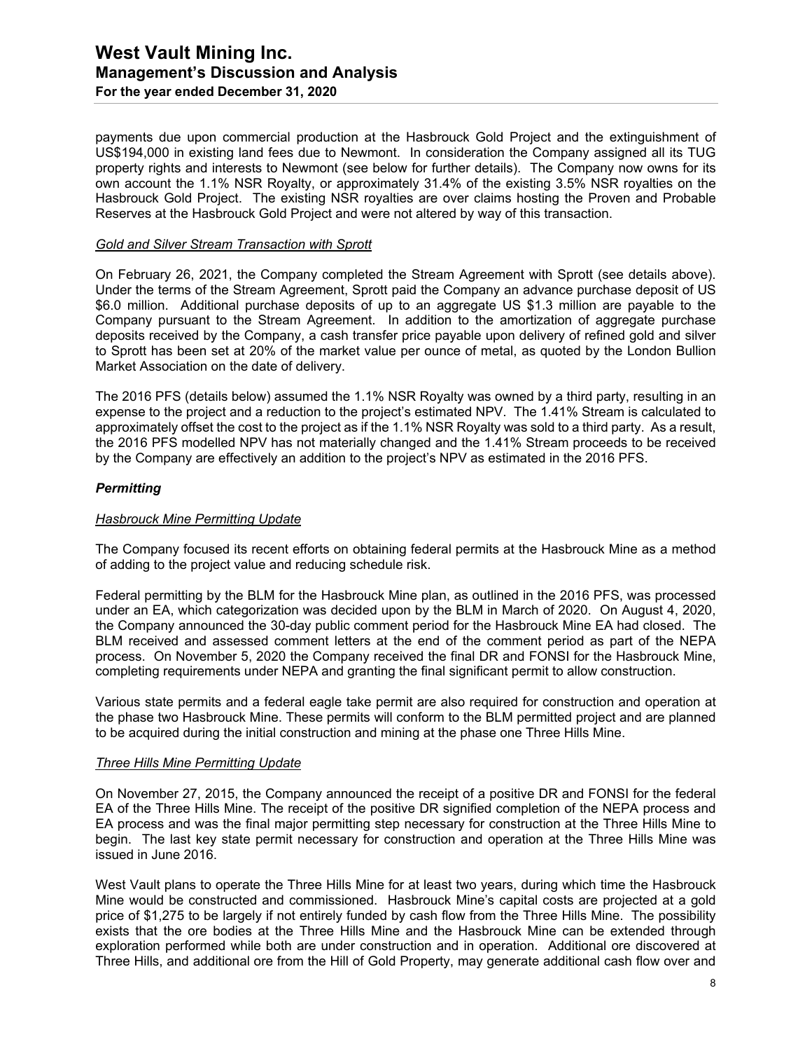payments due upon commercial production at the Hasbrouck Gold Project and the extinguishment of US$194,000 in existing land fees due to Newmont. In consideration the Company assigned all its TUG property rights and interests to Newmont (see below for further details). The Company now owns for its own account the 1.1% NSR Royalty, or approximately 31.4% of the existing 3.5% NSR royalties on the Hasbrouck Gold Project. The existing NSR royalties are over claims hosting the Proven and Probable Reserves at the Hasbrouck Gold Project and were not altered by way of this transaction.

*Gold and Silver Stream Transaction with Sprott*

On February 26, 2021, the Company completed the Stream Agreement with Sprott (see details above). Under the terms of the Stream Agreement, Sprott paid the Company an advance purchase deposit of US \$6.0 million. Additional purchase deposits of up to an aggregate US \$1.3 million are payable to the Company pursuant to the Stream Agreement. In addition to the amortization of aggregate purchase deposits received by the Company, a cash transfer price payable upon delivery of refined gold and silver to Sprott has been set at 20% of the market value per ounce of metal, as quoted by the London Bullion Market Association on the date of delivery.

The 2016 PFS (details below) assumed the 1.1% NSR Royalty was owned by a third party, resulting in an expense to the project and a reduction to the project's estimated NPV. The 1.41% Stream is calculated to approximately offset the cost to the project as if the 1.1% NSR Royalty was sold to a third party. As a result, the 2016 PFS modelled NPV has not materially changed and the 1.41% Stream proceeds to be received by the Company are effectively an addition to the project's NPV as estimated in the 2016 PFS.

### *Permitting*

*Hasbrouck Mine Permitting Update*

The Company focused its recent efforts on obtaining federal permits at the Hasbrouck Mine as a method of adding to the project value and reducing schedule risk.

Federal permitting by the BLM for the Hasbrouck Mine plan, as outlined in the 2016 PFS, was processed under an EA, which categorization was decided upon by the BLM in March of 2020. On August 4, 2020, the Company announced the 30-day public comment period for the Hasbrouck Mine EA had closed. The BLM received and assessed comment letters at the end of the comment period as part of the NEPA process. On November 5, 2020 the Company received the final DR and FONSI for the Hasbrouck Mine, completing requirements under NEPA and granting the final significant permit to allow construction.

Various state permits and a federal eagle take permit are also required for construction and operation at the phase two Hasbrouck Mine. These permits will conform to the BLM permitted project and are planned to be acquired during the initial construction and mining at the phase one Three Hills Mine.

*Three Hills Mine Permitting Update*

On November 27, 2015, the Company announced the receipt of a positive DR and FONSI for the federal EA of the Three Hills Mine. The receipt of the positive DR signified completion of the NEPA process and EA process and was the final major permitting step necessary for construction at the Three Hills Mine to begin. The last key state permit necessary for construction and operation at the Three Hills Mine was issued in June 2016.

West Vault plans to operate the Three Hills Mine for at least two years, during which time the Hasbrouck Mine would be constructed and commissioned. Hasbrouck Mine's capital costs are projected at a gold price of \$1,275 to be largely if not entirely funded by cash flow from the Three Hills Mine. The possibility exists that the ore bodies at the Three Hills Mine and the Hasbrouck Mine can be extended through exploration performed while both are under construction and in operation. Additional ore discovered at Three Hills, and additional ore from the Hill of Gold Property, may generate additional cash flow over and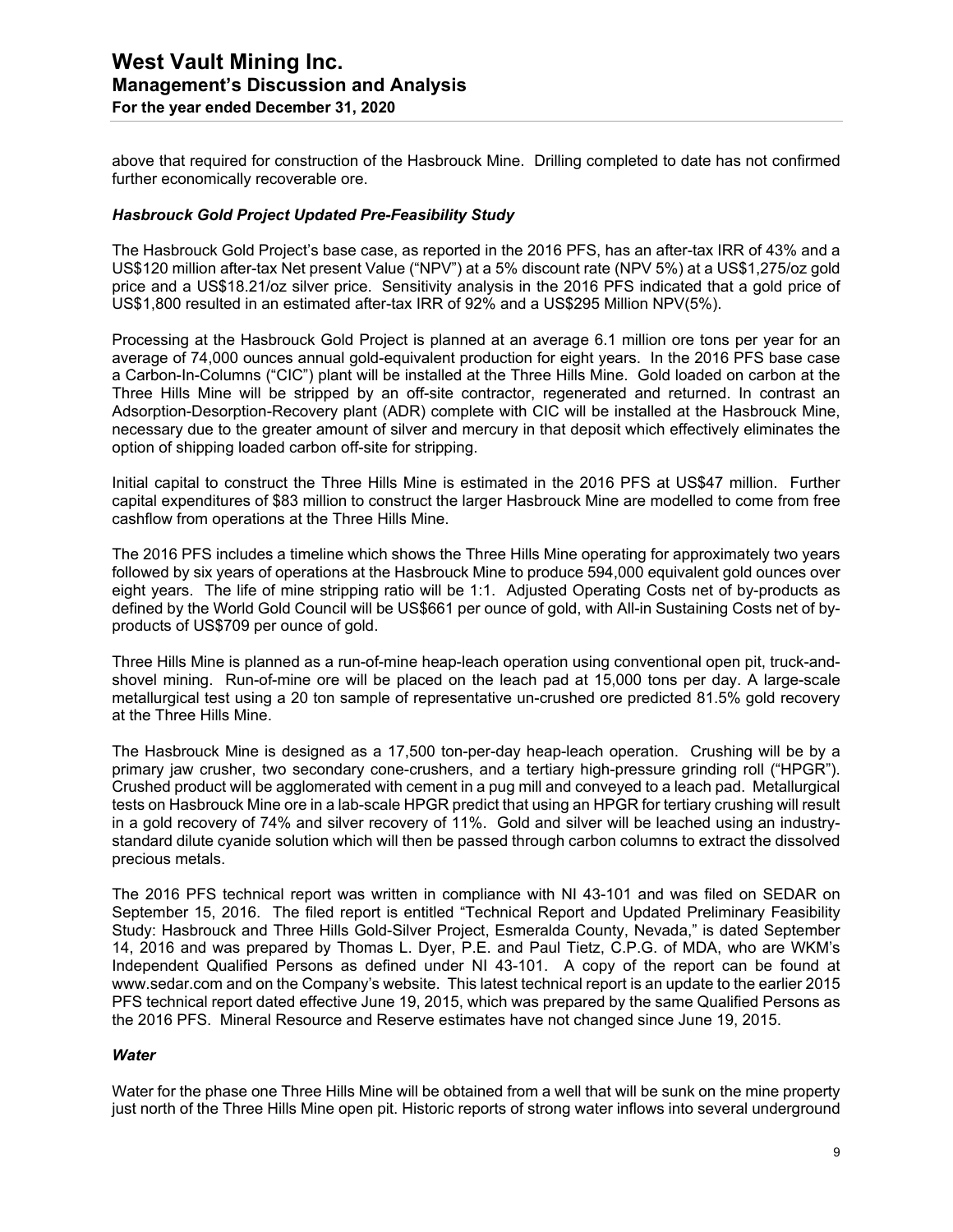above that required for construction of the Hasbrouck Mine. Drilling completed to date has not confirmed further economically recoverable ore.

### *Hasbrouck Gold Project Updated Pre-Feasibility Study*

The Hasbrouck Gold Project's base case, as reported in the 2016 PFS, has an after-tax IRR of 43% and a US$120 million after-tax Net present Value ("NPV") at a 5% discount rate (NPV 5%) at a US$1,275/oz gold price and a US$18.21/oz silver price. Sensitivity analysis in the 2016 PFS indicated that a gold price of US$1,800 resulted in an estimated after-tax IRR of 92% and a US$295 Million NPV(5%).

Processing at the Hasbrouck Gold Project is planned at an average 6.1 million ore tons per year for an average of 74,000 ounces annual gold-equivalent production for eight years. In the 2016 PFS base case a Carbon-In-Columns ("CIC") plant will be installed at the Three Hills Mine. Gold loaded on carbon at the Three Hills Mine will be stripped by an off-site contractor, regenerated and returned. In contrast an Adsorption-Desorption-Recovery plant (ADR) complete with CIC will be installed at the Hasbrouck Mine, necessary due to the greater amount of silver and mercury in that deposit which effectively eliminates the option of shipping loaded carbon off-site for stripping.

Initial capital to construct the Three Hills Mine is estimated in the 2016 PFS at US$47 million. Further capital expenditures of $83 million to construct the larger Hasbrouck Mine are modelled to come from free cashflow from operations at the Three Hills Mine.

The 2016 PFS includes a timeline which shows the Three Hills Mine operating for approximately two years followed by six years of operations at the Hasbrouck Mine to produce 594,000 equivalent gold ounces over eight years. The life of mine stripping ratio will be 1:1. Adjusted Operating Costs net of by-products as defined by the World Gold Council will be US$661 per ounce of gold, with All-in Sustaining Costs net of by-products of US$709 per ounce of gold.

Three Hills Mine is planned as a run-of-mine heap-leach operation using conventional open pit, truck-and-shovel mining. Run-of-mine ore will be placed on the leach pad at 15,000 tons per day. A large-scale metallurgical test using a 20 ton sample of representative un-crushed ore predicted 81.5% gold recovery at the Three Hills Mine.

The Hasbrouck Mine is designed as a 17,500 ton-per-day heap-leach operation. Crushing will be by a primary jaw crusher, two secondary cone-crushers, and a tertiary high-pressure grinding roll ("HPGR"). Crushed product will be agglomerated with cement in a pug mill and conveyed to a leach pad. Metallurgical tests on Hasbrouck Mine ore in a lab-scale HPGR predict that using an HPGR for tertiary crushing will result in a gold recovery of 74% and silver recovery of 11%. Gold and silver will be leached using an industry-standard dilute cyanide solution which will then be passed through carbon columns to extract the dissolved precious metals.

The 2016 PFS technical report was written in compliance with NI 43-101 and was filed on SEDAR on September 15, 2016. The filed report is entitled "Technical Report and Updated Preliminary Feasibility Study: Hasbrouck and Three Hills Gold-Silver Project, Esmeralda County, Nevada," is dated September 14, 2016 and was prepared by Thomas L. Dyer, P.E. and Paul Tietz, C.P.G. of MDA, who are WKM's Independent Qualified Persons as defined under NI 43-101. A copy of the report can be found at www.sedar.com and on the Company's website. This latest technical report is an update to the earlier 2015 PFS technical report dated effective June 19, 2015, which was prepared by the same Qualified Persons as the 2016 PFS. Mineral Resource and Reserve estimates have not changed since June 19, 2015.

### *Water*

Water for the phase one Three Hills Mine will be obtained from a well that will be sunk on the mine property just north of the Three Hills Mine open pit. Historic reports of strong water inflows into several underground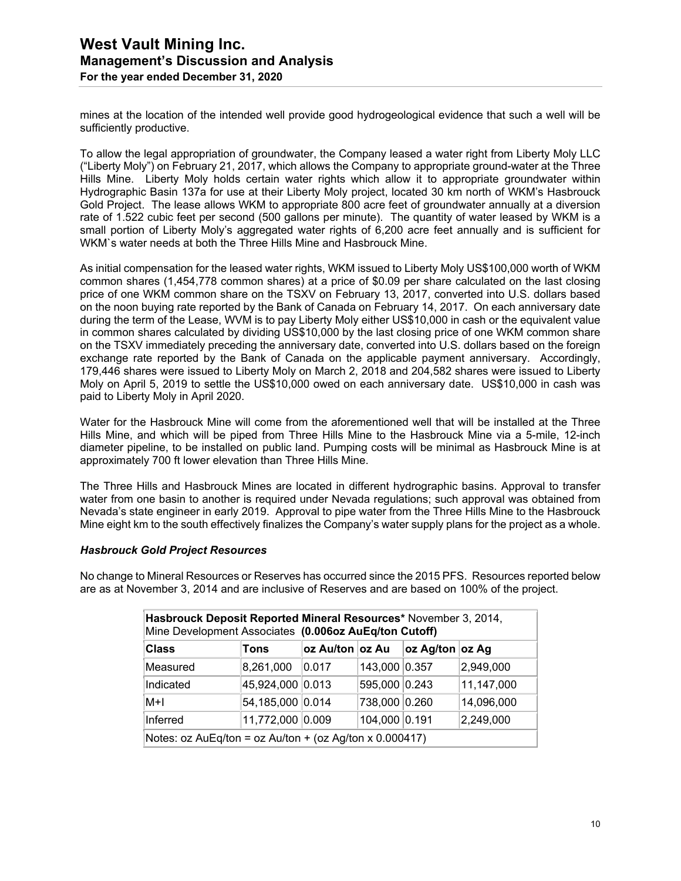mines at the location of the intended well provide good hydrogeological evidence that such a well will be sufficiently productive.

To allow the legal appropriation of groundwater, the Company leased a water right from Liberty Moly LLC ("Liberty Moly") on February 21, 2017, which allows the Company to appropriate ground-water at the Three Hills Mine. Liberty Moly holds certain water rights which allow it to appropriate groundwater within Hydrographic Basin 137a for use at their Liberty Moly project, located 30 km north of WKM's Hasbrouck Gold Project. The lease allows WKM to appropriate 800 acre feet of groundwater annually at a diversion rate of 1.522 cubic feet per second (500 gallons per minute). The quantity of water leased by WKM is a small portion of Liberty Moly's aggregated water rights of 6,200 acre feet annually and is sufficient for WKM`s water needs at both the Three Hills Mine and Hasbrouck Mine.

As initial compensation for the leased water rights, WKM issued to Liberty Moly US$100,000 worth of WKM common shares (1,454,778 common shares) at a price of $0.09 per share calculated on the last closing price of one WKM common share on the TSXV on February 13, 2017, converted into U.S. dollars based on the noon buying rate reported by the Bank of Canada on February 14, 2017. On each anniversary date during the term of the Lease, WVM is to pay Liberty Moly either US$10,000 in cash or the equivalent value in common shares calculated by dividing US$10,000 by the last closing price of one WKM common share on the TSXV immediately preceding the anniversary date, converted into U.S. dollars based on the foreign exchange rate reported by the Bank of Canada on the applicable payment anniversary. Accordingly, 179,446 shares were issued to Liberty Moly on March 2, 2018 and 204,582 shares were issued to Liberty Moly on April 5, 2019 to settle the US$10,000 owed on each anniversary date. US$10,000 in cash was paid to Liberty Moly in April 2020.

Water for the Hasbrouck Mine will come from the aforementioned well that will be installed at the Three Hills Mine, and which will be piped from Three Hills Mine to the Hasbrouck Mine via a 5-mile, 12-inch diameter pipeline, to be installed on public land. Pumping costs will be minimal as Hasbrouck Mine is at approximately 700 ft lower elevation than Three Hills Mine.

The Three Hills and Hasbrouck Mines are located in different hydrographic basins. Approval to transfer water from one basin to another is required under Nevada regulations; such approval was obtained from Nevada's state engineer in early 2019. Approval to pipe water from the Three Hills Mine to the Hasbrouck Mine eight km to the south effectively finalizes the Company's water supply plans for the project as a whole.

### *Hasbrouck Gold Project Resources*

No change to Mineral Resources or Reserves has occurred since the 2015 PFS. Resources reported below are as at November 3, 2014 and are inclusive of Reserves and are based on 100% of the project.

**Hasbrouck Deposit Reported Mineral Resources*** November 3, 2014, Mine Development Associates **(0.006oz AuEq/ton Cutoff)**

| Class | Tons | oz Au/ton | oz Au | oz Ag/ton | oz Ag |
|---|---|---|---|---|---|
| Measured | 8,261,000 | 0.017 | 143,000 | 0.357 | 2,949,000 |
| Indicated | 45,924,000 | 0.013 | 595,000 | 0.243 | 11,147,000 |
| M+I | 54,185,000 | 0.014 | 738,000 | 0.260 | 14,096,000 |
| Inferred | 11,772,000 | 0.009 | 104,000 | 0.191 | 2,249,000 |

Notes: oz AuEq/ton = oz Au/ton + (oz Ag/ton x 0.000417)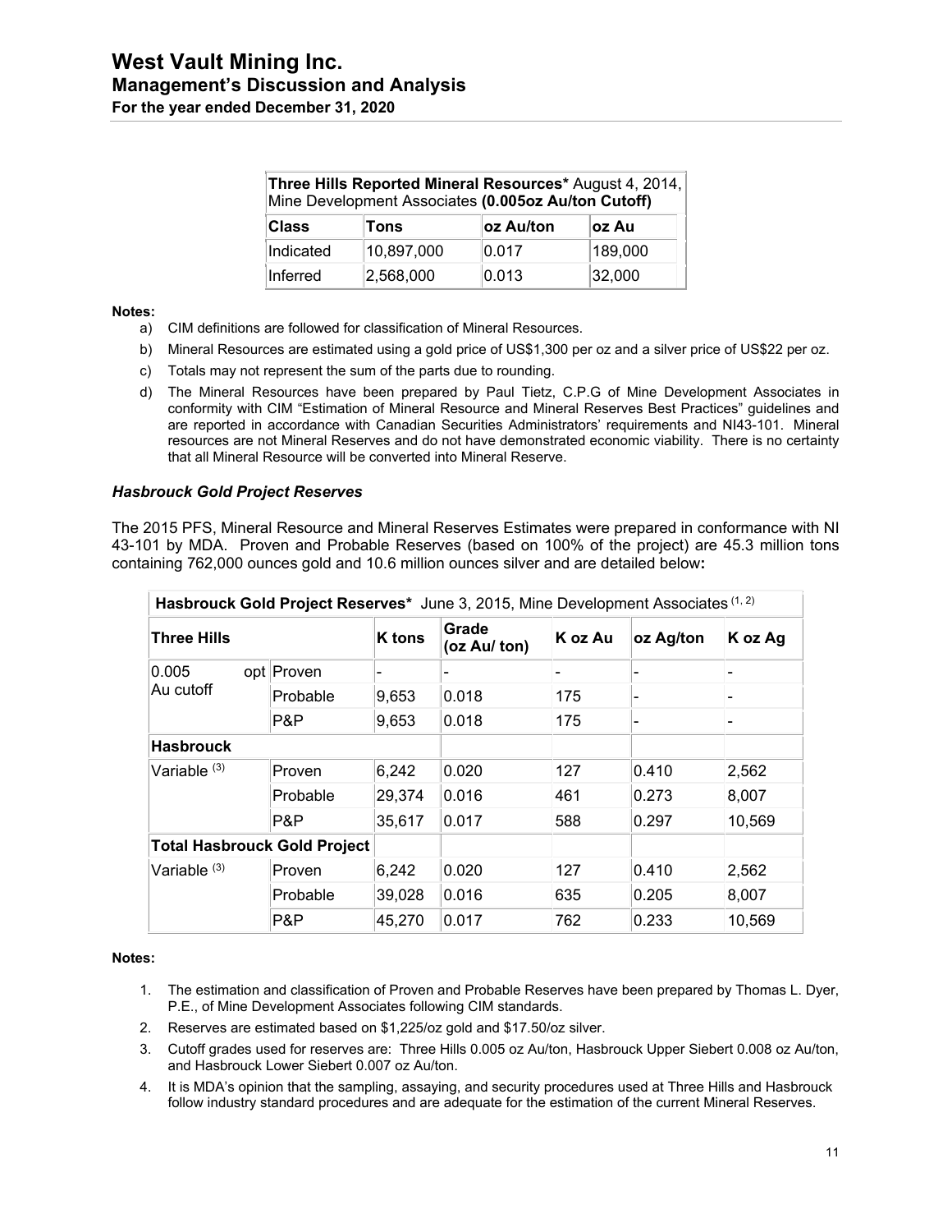| Three Hills Reported Mineral Resources* August 4, 2014, Mine Development Associates (0.005oz Au/ton Cutoff) | | | |
|---|---|---|---|
| **Class** | **Tons** | **oz Au/ton** | **oz Au** |
| Indicated | 10,897,000 | 0.017 | 189,000 |
| Inferred | 2,568,000 | 0.013 | 32,000 |

**Notes:**

a) CIM definitions are followed for classification of Mineral Resources.
b) Mineral Resources are estimated using a gold price of US$1,300 per oz and a silver price of US$22 per oz.
c) Totals may not represent the sum of the parts due to rounding.
d) The Mineral Resources have been prepared by Paul Tietz, C.P.G of Mine Development Associates in conformity with CIM "Estimation of Mineral Resource and Mineral Reserves Best Practices" guidelines and are reported in accordance with Canadian Securities Administrators' requirements and NI43-101. Mineral resources are not Mineral Reserves and do not have demonstrated economic viability. There is no certainty that all Mineral Resource will be converted into Mineral Reserve.

### *Hasbrouck Gold Project Reserves*

The 2015 PFS, Mineral Resource and Mineral Reserves Estimates were prepared in conformance with NI 43-101 by MDA. Proven and Probable Reserves (based on 100% of the project) are 45.3 million tons containing 762,000 ounces gold and 10.6 million ounces silver and are detailed below**:**

| Hasbrouck Gold Project Reserves* June 3, 2015, Mine Development Associates (1, 2) | | | | | | |
|---|---|---|---|---|---|---|
| **Three Hills** | | **K tons** | **Grade (oz Au/ ton)** | **K oz Au** | **oz Ag/ton** | **K oz Ag** |
| 0.005 opt Au cutoff | Proven | - | - | - | - | - |
| | Probable | 9,653 | 0.018 | 175 | - | - |
| | P&P | 9,653 | 0.018 | 175 | - | - |
| **Hasbrouck** | | | | | | |
| Variable (3) | Proven | 6,242 | 0.020 | 127 | 0.410 | 2,562 |
| | Probable | 29,374 | 0.016 | 461 | 0.273 | 8,007 |
| | P&P | 35,617 | 0.017 | 588 | 0.297 | 10,569 |
| **Total Hasbrouck Gold Project** | | | | | | |
| Variable (3) | Proven | 6,242 | 0.020 | 127 | 0.410 | 2,562 |
| | Probable | 39,028 | 0.016 | 635 | 0.205 | 8,007 |
| | P&P | 45,270 | 0.017 | 762 | 0.233 | 10,569 |

**Notes:**

1. The estimation and classification of Proven and Probable Reserves have been prepared by Thomas L. Dyer, P.E., of Mine Development Associates following CIM standards.
2. Reserves are estimated based on $1,225/oz gold and $17.50/oz silver.
3. Cutoff grades used for reserves are: Three Hills 0.005 oz Au/ton, Hasbrouck Upper Siebert 0.008 oz Au/ton, and Hasbrouck Lower Siebert 0.007 oz Au/ton.
4. It is MDA's opinion that the sampling, assaying, and security procedures used at Three Hills and Hasbrouck follow industry standard procedures and are adequate for the estimation of the current Mineral Reserves.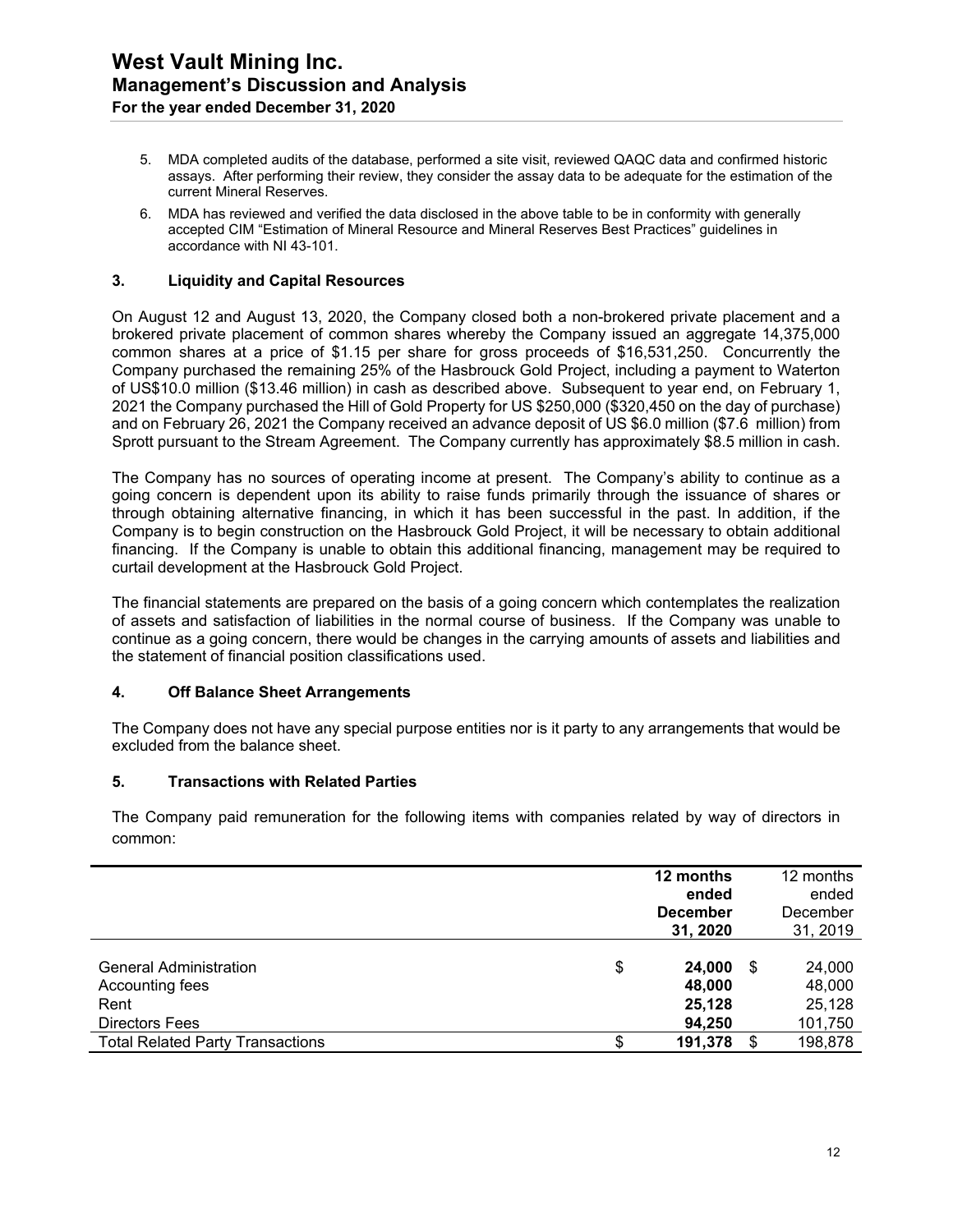5. MDA completed audits of the database, performed a site visit, reviewed QAQC data and confirmed historic assays. After performing their review, they consider the assay data to be adequate for the estimation of the current Mineral Reserves.
6. MDA has reviewed and verified the data disclosed in the above table to be in conformity with generally accepted CIM "Estimation of Mineral Resource and Mineral Reserves Best Practices" guidelines in accordance with NI 43-101.

## 3. Liquidity and Capital Resources

On August 12 and August 13, 2020, the Company closed both a non-brokered private placement and a brokered private placement of common shares whereby the Company issued an aggregate 14,375,000 common shares at a price of $1.15 per share for gross proceeds of $16,531,250. Concurrently the Company purchased the remaining 25% of the Hasbrouck Gold Project, including a payment to Waterton of US$10.0 million ($13.46 million) in cash as described above. Subsequent to year end, on February 1, 2021 the Company purchased the Hill of Gold Property for US $250,000 ($320,450 on the day of purchase) and on February 26, 2021 the Company received an advance deposit of US $6.0 million ($7.6 million) from Sprott pursuant to the Stream Agreement. The Company currently has approximately $8.5 million in cash.

The Company has no sources of operating income at present. The Company's ability to continue as a going concern is dependent upon its ability to raise funds primarily through the issuance of shares or through obtaining alternative financing, in which it has been successful in the past. In addition, if the Company is to begin construction on the Hasbrouck Gold Project, it will be necessary to obtain additional financing. If the Company is unable to obtain this additional financing, management may be required to curtail development at the Hasbrouck Gold Project.

The financial statements are prepared on the basis of a going concern which contemplates the realization of assets and satisfaction of liabilities in the normal course of business. If the Company was unable to continue as a going concern, there would be changes in the carrying amounts of assets and liabilities and the statement of financial position classifications used.

## 4. Off Balance Sheet Arrangements

The Company does not have any special purpose entities nor is it party to any arrangements that would be excluded from the balance sheet.

## 5. Transactions with Related Parties

The Company paid remuneration for the following items with companies related by way of directors in common:

| | **12 months ended December 31, 2020** | 12 months ended December 31, 2019 |
|---|---|---|
| General Administration | $ **24,000** | $ 24,000 |
| Accounting fees | **48,000** | 48,000 |
| Rent | **25,128** | 25,128 |
| Directors Fees | **94,250** | 101,750 |
| Total Related Party Transactions | $ **191,378** | $ 198,878 |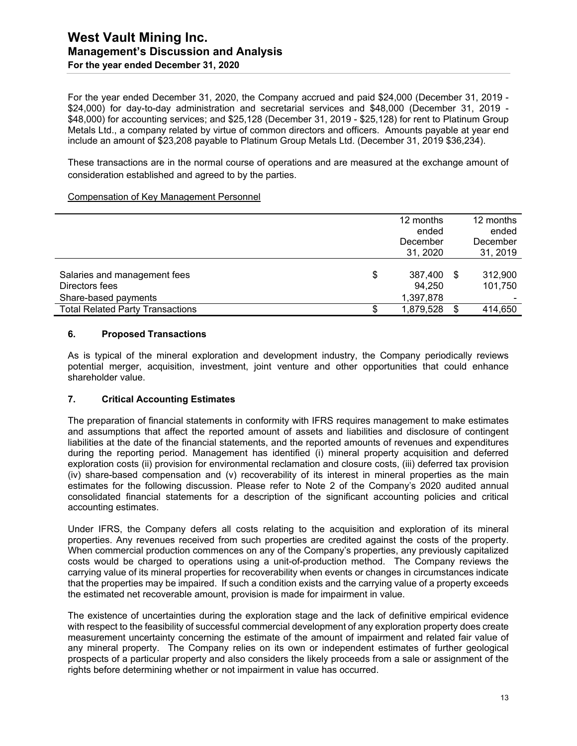For the year ended December 31, 2020, the Company accrued and paid $24,000 (December 31, 2019 - $24,000) for day-to-day administration and secretarial services and $48,000 (December 31, 2019 - $48,000) for accounting services; and $25,128 (December 31, 2019 - $25,128) for rent to Platinum Group Metals Ltd., a company related by virtue of common directors and officers. Amounts payable at year end include an amount of $23,208 payable to Platinum Group Metals Ltd. (December 31, 2019 $36,234).

These transactions are in the normal course of operations and are measured at the exchange amount of consideration established and agreed to by the parties.

Compensation of Key Management Personnel

| | 12 months ended December 31, 2020 | 12 months ended December 31, 2019 |
|---|---|---|
| Salaries and management fees | $ 387,400 | $ 312,900 |
| Directors fees | 94,250 | 101,750 |
| Share-based payments | 1,397,878 | - |
| Total Related Party Transactions | $ 1,879,528 | $ 414,650 |

## 6. Proposed Transactions

As is typical of the mineral exploration and development industry, the Company periodically reviews potential merger, acquisition, investment, joint venture and other opportunities that could enhance shareholder value.

## 7. Critical Accounting Estimates

The preparation of financial statements in conformity with IFRS requires management to make estimates and assumptions that affect the reported amount of assets and liabilities and disclosure of contingent liabilities at the date of the financial statements, and the reported amounts of revenues and expenditures during the reporting period. Management has identified (i) mineral property acquisition and deferred exploration costs (ii) provision for environmental reclamation and closure costs, (iii) deferred tax provision (iv) share-based compensation and (v) recoverability of its interest in mineral properties as the main estimates for the following discussion. Please refer to Note 2 of the Company's 2020 audited annual consolidated financial statements for a description of the significant accounting policies and critical accounting estimates.

Under IFRS, the Company defers all costs relating to the acquisition and exploration of its mineral properties. Any revenues received from such properties are credited against the costs of the property. When commercial production commences on any of the Company's properties, any previously capitalized costs would be charged to operations using a unit-of-production method. The Company reviews the carrying value of its mineral properties for recoverability when events or changes in circumstances indicate that the properties may be impaired. If such a condition exists and the carrying value of a property exceeds the estimated net recoverable amount, provision is made for impairment in value.

The existence of uncertainties during the exploration stage and the lack of definitive empirical evidence with respect to the feasibility of successful commercial development of any exploration property does create measurement uncertainty concerning the estimate of the amount of impairment and related fair value of any mineral property. The Company relies on its own or independent estimates of further geological prospects of a particular property and also considers the likely proceeds from a sale or assignment of the rights before determining whether or not impairment in value has occurred.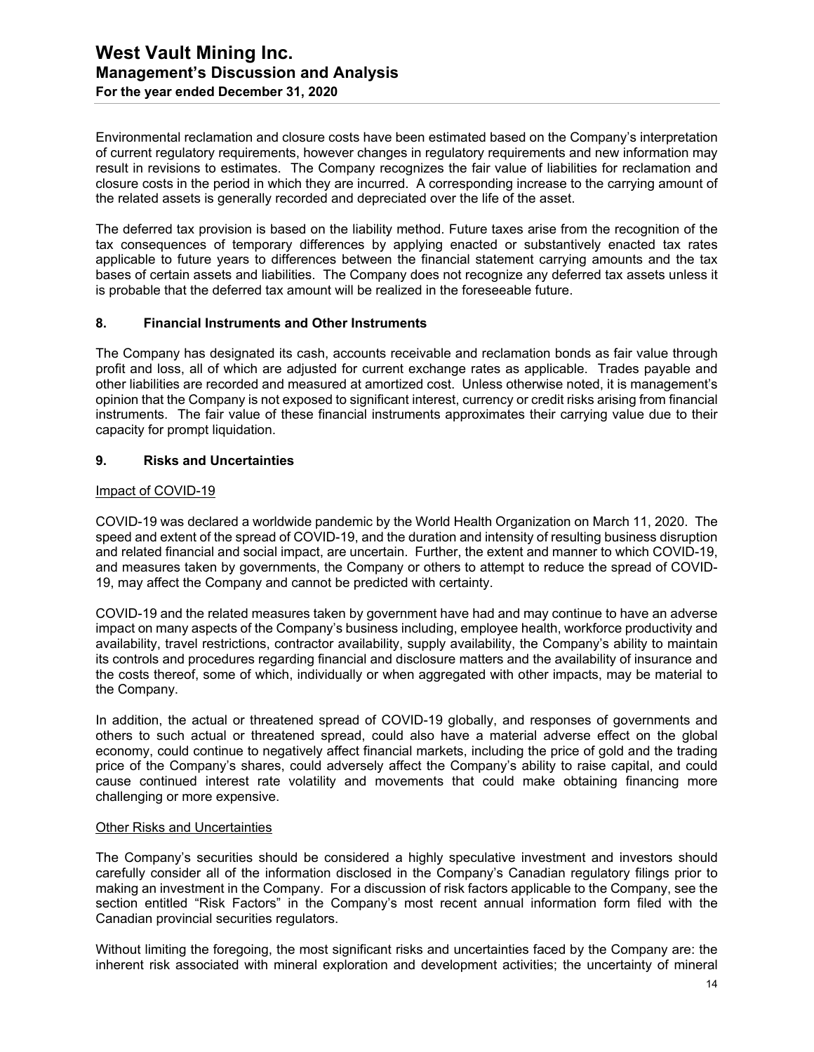Environmental reclamation and closure costs have been estimated based on the Company's interpretation of current regulatory requirements, however changes in regulatory requirements and new information may result in revisions to estimates. The Company recognizes the fair value of liabilities for reclamation and closure costs in the period in which they are incurred. A corresponding increase to the carrying amount of the related assets is generally recorded and depreciated over the life of the asset.

The deferred tax provision is based on the liability method. Future taxes arise from the recognition of the tax consequences of temporary differences by applying enacted or substantively enacted tax rates applicable to future years to differences between the financial statement carrying amounts and the tax bases of certain assets and liabilities. The Company does not recognize any deferred tax assets unless it is probable that the deferred tax amount will be realized in the foreseeable future.

## 8. Financial Instruments and Other Instruments

The Company has designated its cash, accounts receivable and reclamation bonds as fair value through profit and loss, all of which are adjusted for current exchange rates as applicable. Trades payable and other liabilities are recorded and measured at amortized cost. Unless otherwise noted, it is management's opinion that the Company is not exposed to significant interest, currency or credit risks arising from financial instruments. The fair value of these financial instruments approximates their carrying value due to their capacity for prompt liquidation.

## 9. Risks and Uncertainties

### Impact of COVID-19

COVID-19 was declared a worldwide pandemic by the World Health Organization on March 11, 2020. The speed and extent of the spread of COVID-19, and the duration and intensity of resulting business disruption and related financial and social impact, are uncertain. Further, the extent and manner to which COVID-19, and measures taken by governments, the Company or others to attempt to reduce the spread of COVID-19, may affect the Company and cannot be predicted with certainty.

COVID-19 and the related measures taken by government have had and may continue to have an adverse impact on many aspects of the Company's business including, employee health, workforce productivity and availability, travel restrictions, contractor availability, supply availability, the Company's ability to maintain its controls and procedures regarding financial and disclosure matters and the availability of insurance and the costs thereof, some of which, individually or when aggregated with other impacts, may be material to the Company.

In addition, the actual or threatened spread of COVID-19 globally, and responses of governments and others to such actual or threatened spread, could also have a material adverse effect on the global economy, could continue to negatively affect financial markets, including the price of gold and the trading price of the Company's shares, could adversely affect the Company's ability to raise capital, and could cause continued interest rate volatility and movements that could make obtaining financing more challenging or more expensive.

### Other Risks and Uncertainties

The Company's securities should be considered a highly speculative investment and investors should carefully consider all of the information disclosed in the Company's Canadian regulatory filings prior to making an investment in the Company. For a discussion of risk factors applicable to the Company, see the section entitled "Risk Factors" in the Company's most recent annual information form filed with the Canadian provincial securities regulators.

Without limiting the foregoing, the most significant risks and uncertainties faced by the Company are: the inherent risk associated with mineral exploration and development activities; the uncertainty of mineral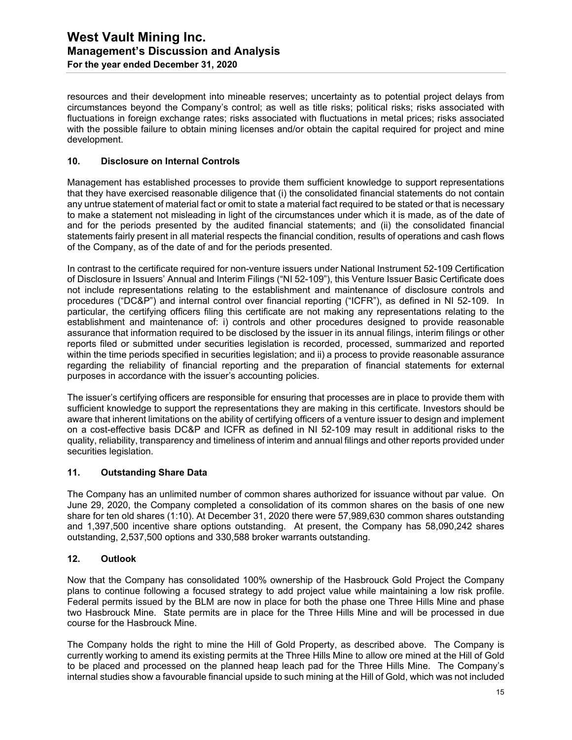resources and their development into mineable reserves; uncertainty as to potential project delays from circumstances beyond the Company's control; as well as title risks; political risks; risks associated with fluctuations in foreign exchange rates; risks associated with fluctuations in metal prices; risks associated with the possible failure to obtain mining licenses and/or obtain the capital required for project and mine development.

## 10. Disclosure on Internal Controls

Management has established processes to provide them sufficient knowledge to support representations that they have exercised reasonable diligence that (i) the consolidated financial statements do not contain any untrue statement of material fact or omit to state a material fact required to be stated or that is necessary to make a statement not misleading in light of the circumstances under which it is made, as of the date of and for the periods presented by the audited financial statements; and (ii) the consolidated financial statements fairly present in all material respects the financial condition, results of operations and cash flows of the Company, as of the date of and for the periods presented.

In contrast to the certificate required for non-venture issuers under National Instrument 52-109 Certification of Disclosure in Issuers' Annual and Interim Filings ("NI 52-109"), this Venture Issuer Basic Certificate does not include representations relating to the establishment and maintenance of disclosure controls and procedures ("DC&P") and internal control over financial reporting ("ICFR"), as defined in NI 52-109. In particular, the certifying officers filing this certificate are not making any representations relating to the establishment and maintenance of: i) controls and other procedures designed to provide reasonable assurance that information required to be disclosed by the issuer in its annual filings, interim filings or other reports filed or submitted under securities legislation is recorded, processed, summarized and reported within the time periods specified in securities legislation; and ii) a process to provide reasonable assurance regarding the reliability of financial reporting and the preparation of financial statements for external purposes in accordance with the issuer's accounting policies.

The issuer's certifying officers are responsible for ensuring that processes are in place to provide them with sufficient knowledge to support the representations they are making in this certificate. Investors should be aware that inherent limitations on the ability of certifying officers of a venture issuer to design and implement on a cost-effective basis DC&P and ICFR as defined in NI 52-109 may result in additional risks to the quality, reliability, transparency and timeliness of interim and annual filings and other reports provided under securities legislation.

## 11. Outstanding Share Data

The Company has an unlimited number of common shares authorized for issuance without par value. On June 29, 2020, the Company completed a consolidation of its common shares on the basis of one new share for ten old shares (1:10). At December 31, 2020 there were 57,989,630 common shares outstanding and 1,397,500 incentive share options outstanding. At present, the Company has 58,090,242 shares outstanding, 2,537,500 options and 330,588 broker warrants outstanding.

## 12. Outlook

Now that the Company has consolidated 100% ownership of the Hasbrouck Gold Project the Company plans to continue following a focused strategy to add project value while maintaining a low risk profile. Federal permits issued by the BLM are now in place for both the phase one Three Hills Mine and phase two Hasbrouck Mine. State permits are in place for the Three Hills Mine and will be processed in due course for the Hasbrouck Mine.

The Company holds the right to mine the Hill of Gold Property, as described above. The Company is currently working to amend its existing permits at the Three Hills Mine to allow ore mined at the Hill of Gold to be placed and processed on the planned heap leach pad for the Three Hills Mine. The Company's internal studies show a favourable financial upside to such mining at the Hill of Gold, which was not included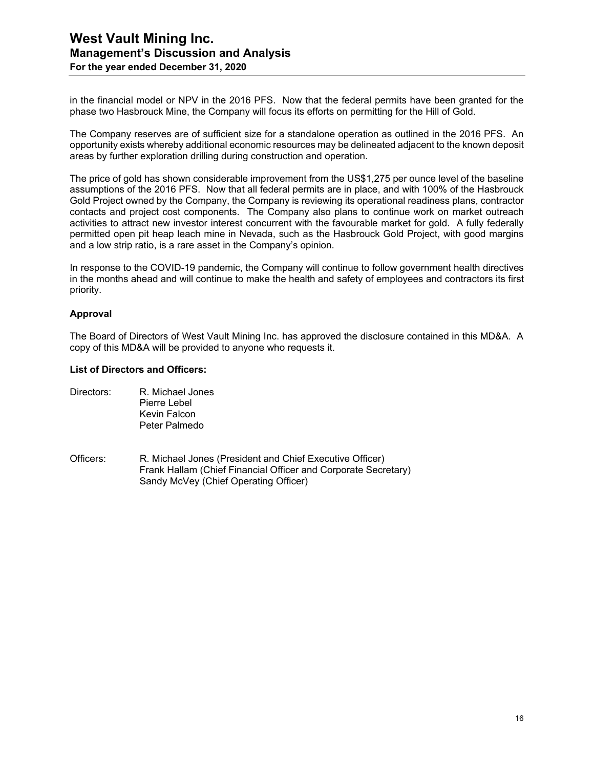in the financial model or NPV in the 2016 PFS. Now that the federal permits have been granted for the phase two Hasbrouck Mine, the Company will focus its efforts on permitting for the Hill of Gold.

The Company reserves are of sufficient size for a standalone operation as outlined in the 2016 PFS. An opportunity exists whereby additional economic resources may be delineated adjacent to the known deposit areas by further exploration drilling during construction and operation.

The price of gold has shown considerable improvement from the US$1,275 per ounce level of the baseline assumptions of the 2016 PFS. Now that all federal permits are in place, and with 100% of the Hasbrouck Gold Project owned by the Company, the Company is reviewing its operational readiness plans, contractor contacts and project cost components. The Company also plans to continue work on market outreach activities to attract new investor interest concurrent with the favourable market for gold. A fully federally permitted open pit heap leach mine in Nevada, such as the Hasbrouck Gold Project, with good margins and a low strip ratio, is a rare asset in the Company's opinion.

In response to the COVID-19 pandemic, the Company will continue to follow government health directives in the months ahead and will continue to make the health and safety of employees and contractors its first priority.

**Approval**

The Board of Directors of West Vault Mining Inc. has approved the disclosure contained in this MD&A. A copy of this MD&A will be provided to anyone who requests it.

**List of Directors and Officers:**

Directors:
- R. Michael Jones
- Pierre Lebel
- Kevin Falcon
- Peter Palmedo

Officers:
- R. Michael Jones (President and Chief Executive Officer)
- Frank Hallam (Chief Financial Officer and Corporate Secretary)
- Sandy McVey (Chief Operating Officer)